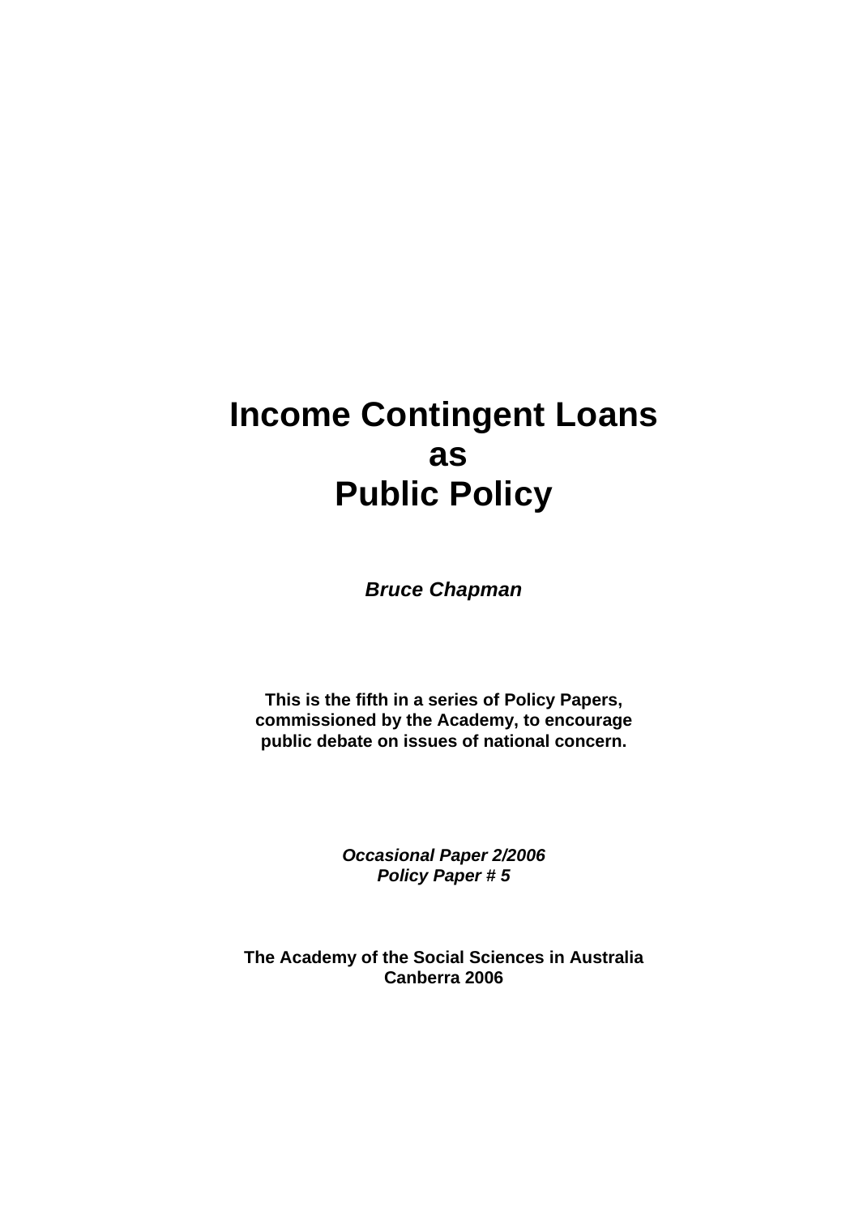# Income Contingent Loans as Public Policy

***Bruce Chapman***

**This is the fifth in a series of Policy Papers, commissioned by the Academy, to encourage public debate on issues of national concern.**

***Occasional Paper 2/2006***
***Policy Paper # 5***

**The Academy of the Social Sciences in Australia**
**Canberra 2006**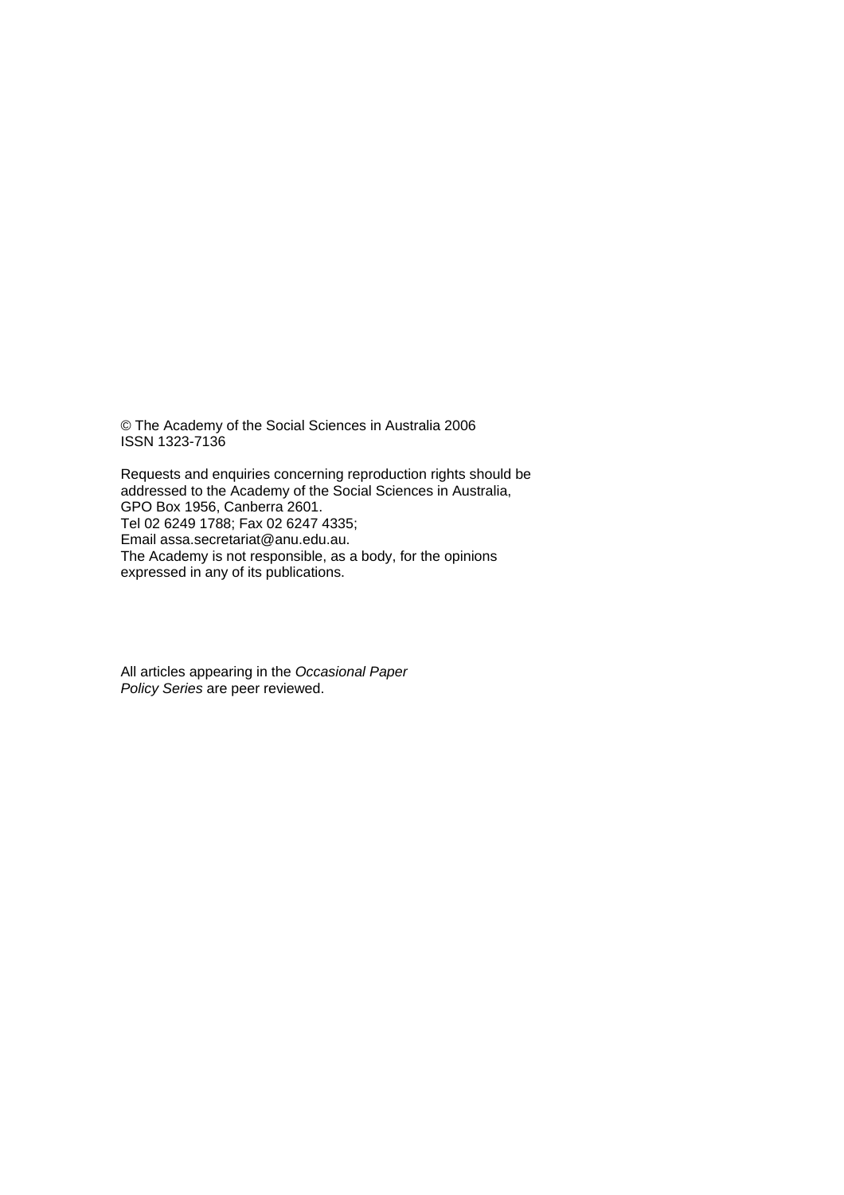© The Academy of the Social Sciences in Australia 2006
ISSN 1323-7136

Requests and enquiries concerning reproduction rights should be addressed to the Academy of the Social Sciences in Australia, GPO Box 1956, Canberra 2601.
Tel 02 6249 1788; Fax 02 6247 4335;
Email assa.secretariat@anu.edu.au.
The Academy is not responsible, as a body, for the opinions expressed in any of its publications.

All articles appearing in the *Occasional Paper Policy Series* are peer reviewed.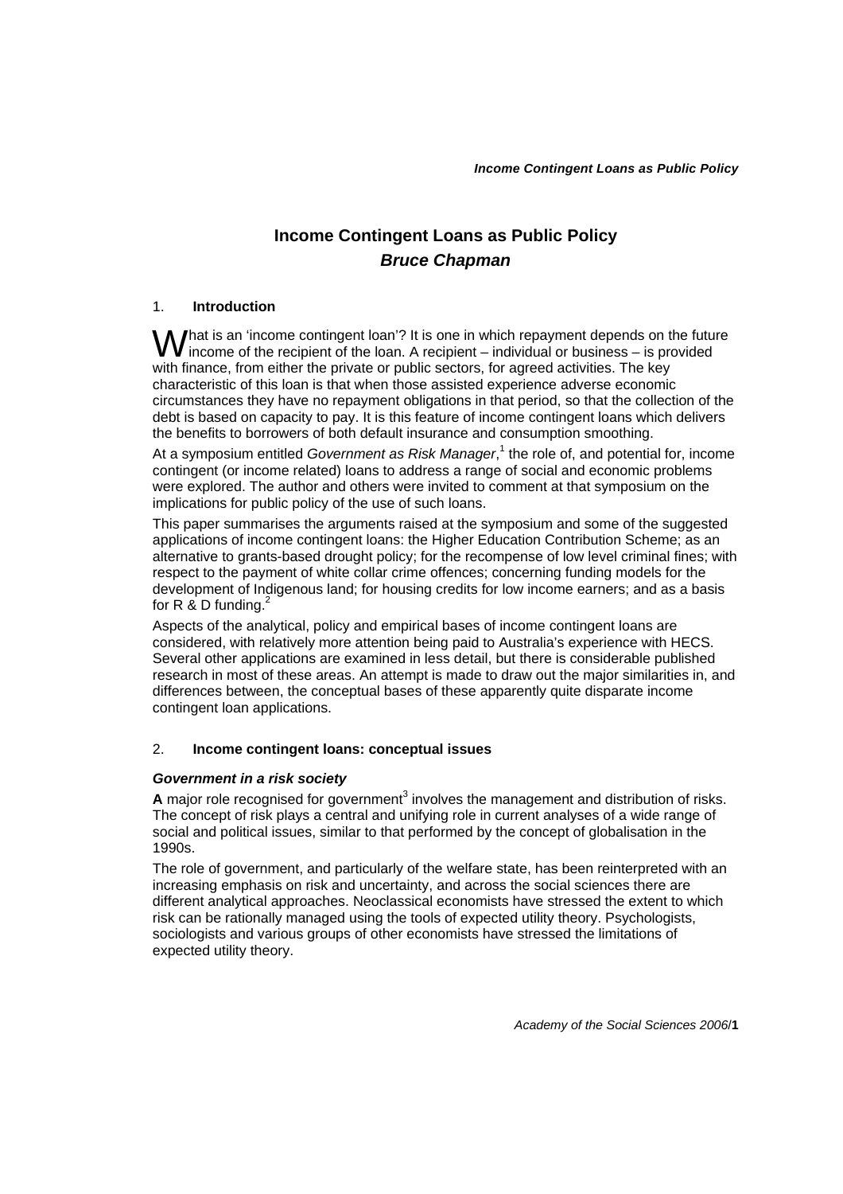# Income Contingent Loans as Public Policy

***Bruce Chapman***

## 1. Introduction

What is an 'income contingent loan'? It is one in which repayment depends on the future income of the recipient of the loan. A recipient – individual or business – is provided with finance, from either the private or public sectors, for agreed activities. The key characteristic of this loan is that when those assisted experience adverse economic circumstances they have no repayment obligations in that period, so that the collection of the debt is based on capacity to pay. It is this feature of income contingent loans which delivers the benefits to borrowers of both default insurance and consumption smoothing.

At a symposium entitled *Government as Risk Manager*,[1] the role of, and potential for, income contingent (or income related) loans to address a range of social and economic problems were explored. The author and others were invited to comment at that symposium on the implications for public policy of the use of such loans.

This paper summarises the arguments raised at the symposium and some of the suggested applications of income contingent loans: the Higher Education Contribution Scheme; as an alternative to grants-based drought policy; for the recompense of low level criminal fines; with respect to the payment of white collar crime offences; concerning funding models for the development of Indigenous land; for housing credits for low income earners; and as a basis for R & D funding.[2]

Aspects of the analytical, policy and empirical bases of income contingent loans are considered, with relatively more attention being paid to Australia's experience with HECS. Several other applications are examined in less detail, but there is considerable published research in most of these areas. An attempt is made to draw out the major similarities in, and differences between, the conceptual bases of these apparently quite disparate income contingent loan applications.

## 2. Income contingent loans: conceptual issues

### *Government in a risk society*

**A** major role recognised for government[3] involves the management and distribution of risks. The concept of risk plays a central and unifying role in current analyses of a wide range of social and political issues, similar to that performed by the concept of globalisation in the 1990s.

The role of government, and particularly of the welfare state, has been reinterpreted with an increasing emphasis on risk and uncertainty, and across the social sciences there are different analytical approaches. Neoclassical economists have stressed the extent to which risk can be rationally managed using the tools of expected utility theory. Psychologists, sociologists and various groups of other economists have stressed the limitations of expected utility theory.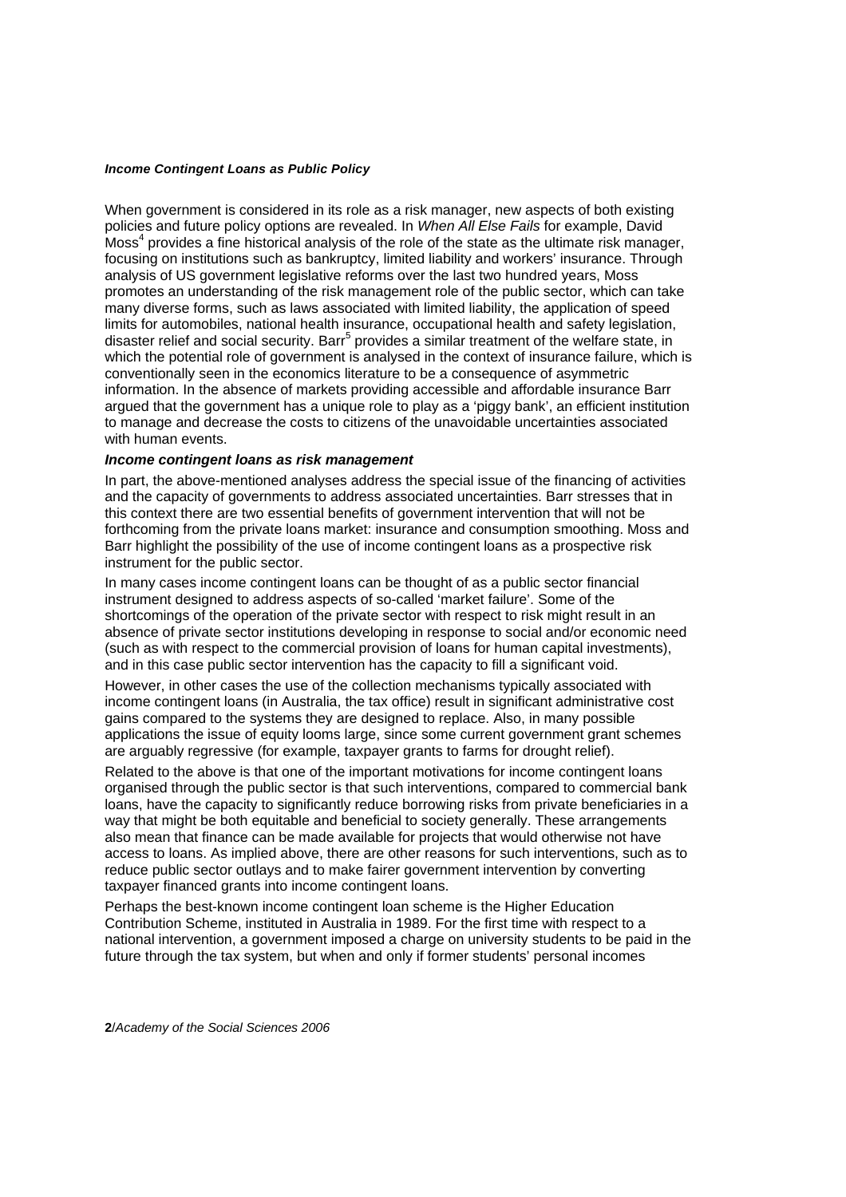When government is considered in its role as a risk manager, new aspects of both existing policies and future policy options are revealed. In *When All Else Fails* for example, David Moss[4] provides a fine historical analysis of the role of the state as the ultimate risk manager, focusing on institutions such as bankruptcy, limited liability and workers' insurance. Through analysis of US government legislative reforms over the last two hundred years, Moss promotes an understanding of the risk management role of the public sector, which can take many diverse forms, such as laws associated with limited liability, the application of speed limits for automobiles, national health insurance, occupational health and safety legislation, disaster relief and social security. Barr[5] provides a similar treatment of the welfare state, in which the potential role of government is analysed in the context of insurance failure, which is conventionally seen in the economics literature to be a consequence of asymmetric information. In the absence of markets providing accessible and affordable insurance Barr argued that the government has a unique role to play as a 'piggy bank', an efficient institution to manage and decrease the costs to citizens of the unavoidable uncertainties associated with human events.

### *Income contingent loans as risk management*

In part, the above-mentioned analyses address the special issue of the financing of activities and the capacity of governments to address associated uncertainties. Barr stresses that in this context there are two essential benefits of government intervention that will not be forthcoming from the private loans market: insurance and consumption smoothing. Moss and Barr highlight the possibility of the use of income contingent loans as a prospective risk instrument for the public sector.

In many cases income contingent loans can be thought of as a public sector financial instrument designed to address aspects of so-called 'market failure'. Some of the shortcomings of the operation of the private sector with respect to risk might result in an absence of private sector institutions developing in response to social and/or economic need (such as with respect to the commercial provision of loans for human capital investments), and in this case public sector intervention has the capacity to fill a significant void.

However, in other cases the use of the collection mechanisms typically associated with income contingent loans (in Australia, the tax office) result in significant administrative cost gains compared to the systems they are designed to replace. Also, in many possible applications the issue of equity looms large, since some current government grant schemes are arguably regressive (for example, taxpayer grants to farms for drought relief).

Related to the above is that one of the important motivations for income contingent loans organised through the public sector is that such interventions, compared to commercial bank loans, have the capacity to significantly reduce borrowing risks from private beneficiaries in a way that might be both equitable and beneficial to society generally. These arrangements also mean that finance can be made available for projects that would otherwise not have access to loans. As implied above, there are other reasons for such interventions, such as to reduce public sector outlays and to make fairer government intervention by converting taxpayer financed grants into income contingent loans.

Perhaps the best-known income contingent loan scheme is the Higher Education Contribution Scheme, instituted in Australia in 1989. For the first time with respect to a national intervention, a government imposed a charge on university students to be paid in the future through the tax system, but when and only if former students' personal incomes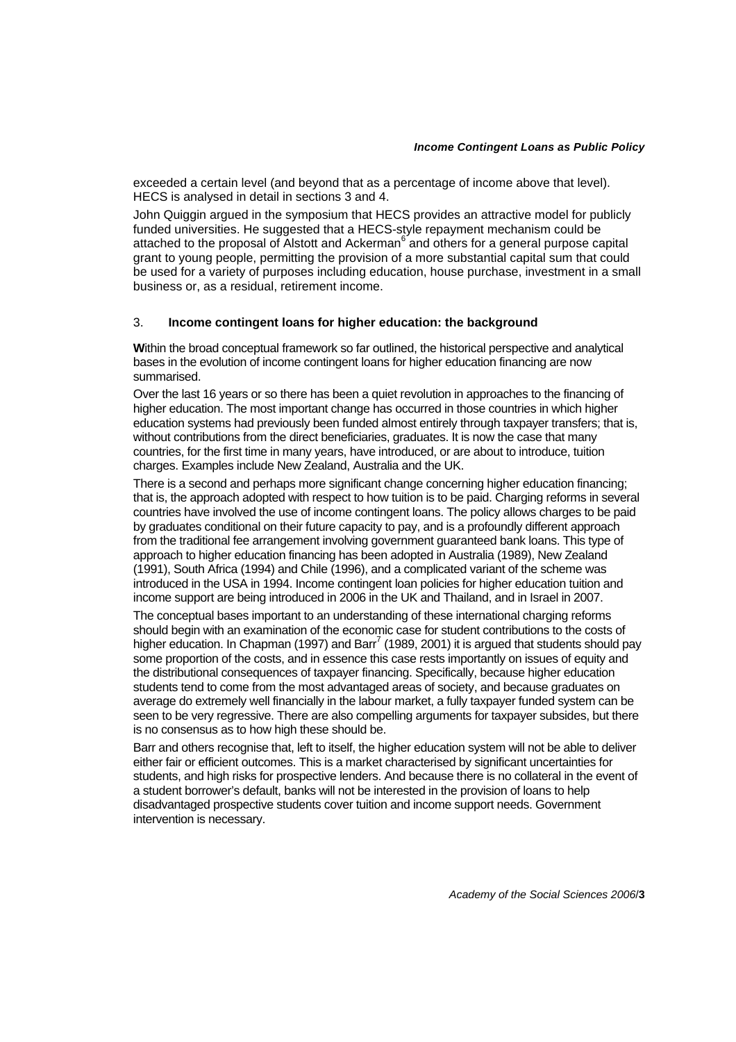exceeded a certain level (and beyond that as a percentage of income above that level). HECS is analysed in detail in sections 3 and 4.

John Quiggin argued in the symposium that HECS provides an attractive model for publicly funded universities. He suggested that a HECS-style repayment mechanism could be attached to the proposal of Alstott and Ackerman[6] and others for a general purpose capital grant to young people, permitting the provision of a more substantial capital sum that could be used for a variety of purposes including education, house purchase, investment in a small business or, as a residual, retirement income.

## 3. Income contingent loans for higher education: the background

**W**ithin the broad conceptual framework so far outlined, the historical perspective and analytical bases in the evolution of income contingent loans for higher education financing are now summarised.

Over the last 16 years or so there has been a quiet revolution in approaches to the financing of higher education. The most important change has occurred in those countries in which higher education systems had previously been funded almost entirely through taxpayer transfers; that is, without contributions from the direct beneficiaries, graduates. It is now the case that many countries, for the first time in many years, have introduced, or are about to introduce, tuition charges. Examples include New Zealand, Australia and the UK.

There is a second and perhaps more significant change concerning higher education financing; that is, the approach adopted with respect to how tuition is to be paid. Charging reforms in several countries have involved the use of income contingent loans. The policy allows charges to be paid by graduates conditional on their future capacity to pay, and is a profoundly different approach from the traditional fee arrangement involving government guaranteed bank loans. This type of approach to higher education financing has been adopted in Australia (1989), New Zealand (1991), South Africa (1994) and Chile (1996), and a complicated variant of the scheme was introduced in the USA in 1994. Income contingent loan policies for higher education tuition and income support are being introduced in 2006 in the UK and Thailand, and in Israel in 2007.

The conceptual bases important to an understanding of these international charging reforms should begin with an examination of the economic case for student contributions to the costs of higher education. In Chapman (1997) and Barr[7] (1989, 2001) it is argued that students should pay some proportion of the costs, and in essence this case rests importantly on issues of equity and the distributional consequences of taxpayer financing. Specifically, because higher education students tend to come from the most advantaged areas of society, and because graduates on average do extremely well financially in the labour market, a fully taxpayer funded system can be seen to be very regressive. There are also compelling arguments for taxpayer subsides, but there is no consensus as to how high these should be.

Barr and others recognise that, left to itself, the higher education system will not be able to deliver either fair or efficient outcomes. This is a market characterised by significant uncertainties for students, and high risks for prospective lenders. And because there is no collateral in the event of a student borrower's default, banks will not be interested in the provision of loans to help disadvantaged prospective students cover tuition and income support needs. Government intervention is necessary.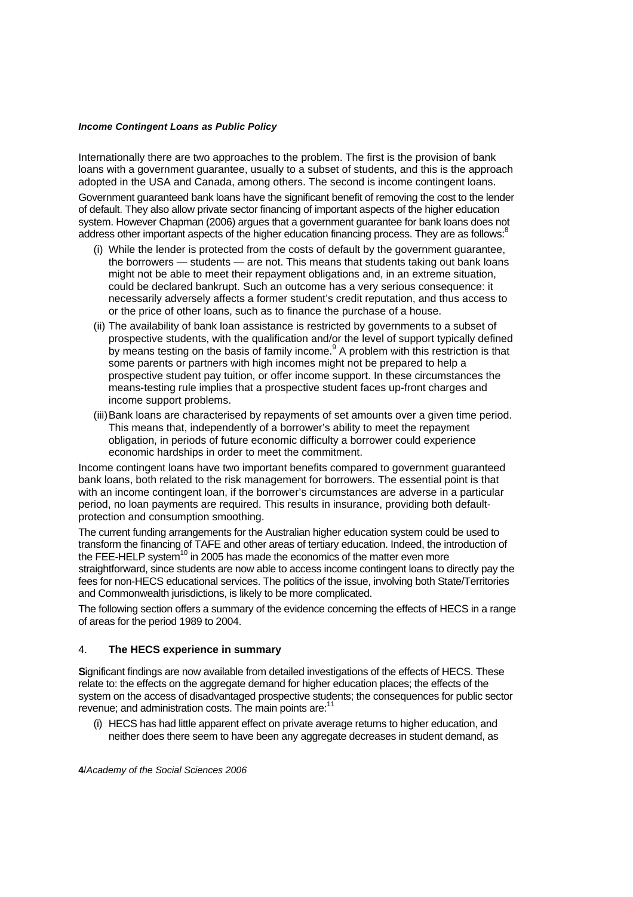Internationally there are two approaches to the problem. The first is the provision of bank loans with a government guarantee, usually to a subset of students, and this is the approach adopted in the USA and Canada, among others. The second is income contingent loans.

Government guaranteed bank loans have the significant benefit of removing the cost to the lender of default. They also allow private sector financing of important aspects of the higher education system. However Chapman (2006) argues that a government guarantee for bank loans does not address other important aspects of the higher education financing process. They are as follows:[8]

(i) While the lender is protected from the costs of default by the government guarantee, the borrowers — students — are not. This means that students taking out bank loans might not be able to meet their repayment obligations and, in an extreme situation, could be declared bankrupt. Such an outcome has a very serious consequence: it necessarily adversely affects a former student's credit reputation, and thus access to or the price of other loans, such as to finance the purchase of a house.

(ii) The availability of bank loan assistance is restricted by governments to a subset of prospective students, with the qualification and/or the level of support typically defined by means testing on the basis of family income.[9] A problem with this restriction is that some parents or partners with high incomes might not be prepared to help a prospective student pay tuition, or offer income support. In these circumstances the means-testing rule implies that a prospective student faces up-front charges and income support problems.

(iii) Bank loans are characterised by repayments of set amounts over a given time period. This means that, independently of a borrower's ability to meet the repayment obligation, in periods of future economic difficulty a borrower could experience economic hardships in order to meet the commitment.

Income contingent loans have two important benefits compared to government guaranteed bank loans, both related to the risk management for borrowers. The essential point is that with an income contingent loan, if the borrower's circumstances are adverse in a particular period, no loan payments are required. This results in insurance, providing both default-protection and consumption smoothing.

The current funding arrangements for the Australian higher education system could be used to transform the financing of TAFE and other areas of tertiary education. Indeed, the introduction of the FEE-HELP system[10] in 2005 has made the economics of the matter even more straightforward, since students are now able to access income contingent loans to directly pay the fees for non-HECS educational services. The politics of the issue, involving both State/Territories and Commonwealth jurisdictions, is likely to be more complicated.

The following section offers a summary of the evidence concerning the effects of HECS in a range of areas for the period 1989 to 2004.

## 4. The HECS experience in summary

**S**ignificant findings are now available from detailed investigations of the effects of HECS. These relate to: the effects on the aggregate demand for higher education places; the effects of the system on the access of disadvantaged prospective students; the consequences for public sector revenue; and administration costs. The main points are:[11]

(i) HECS has had little apparent effect on private average returns to higher education, and neither does there seem to have been any aggregate decreases in student demand, as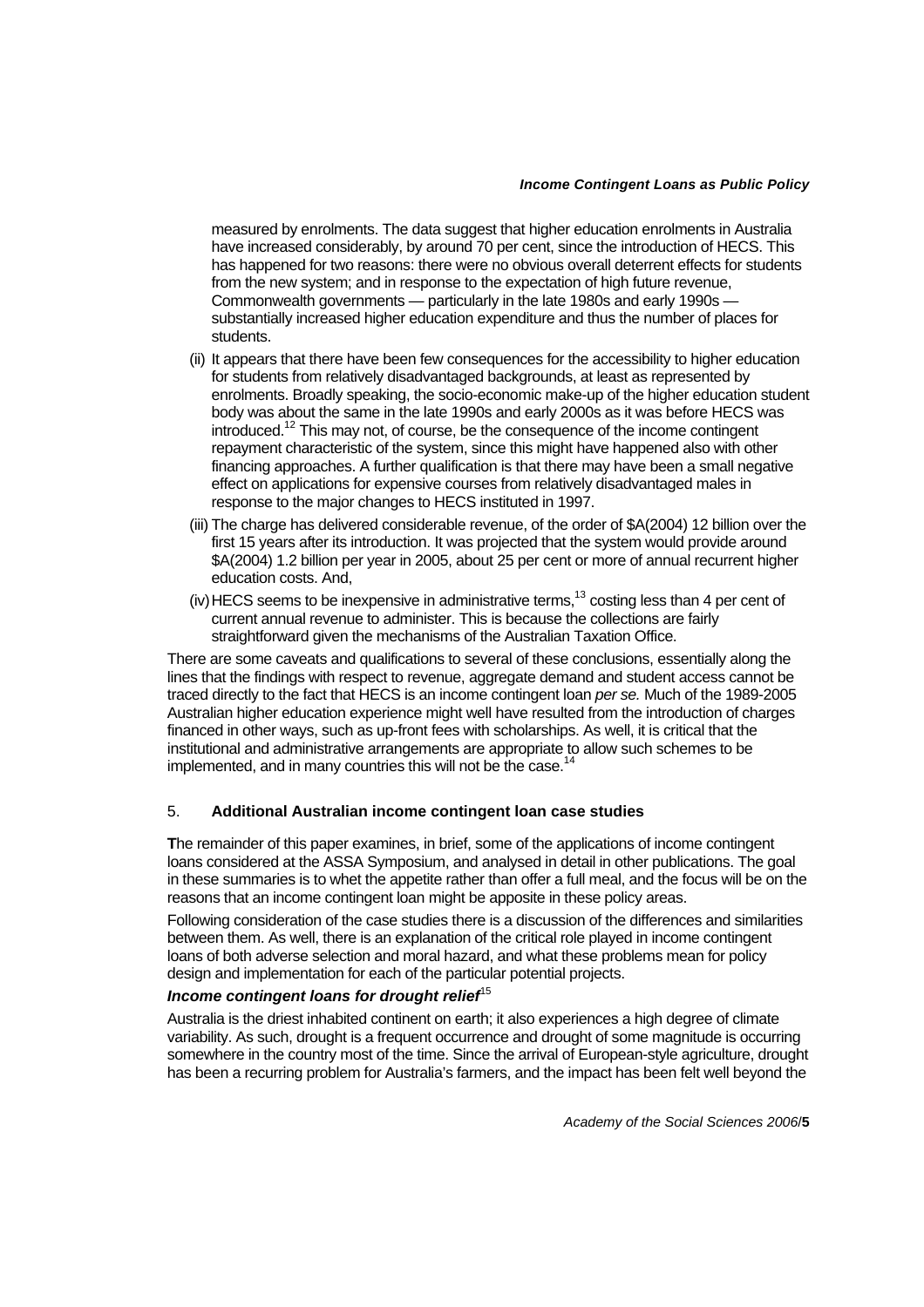measured by enrolments. The data suggest that higher education enrolments in Australia have increased considerably, by around 70 per cent, since the introduction of HECS. This has happened for two reasons: there were no obvious overall deterrent effects for students from the new system; and in response to the expectation of high future revenue, Commonwealth governments — particularly in the late 1980s and early 1990s — substantially increased higher education expenditure and thus the number of places for students.

(ii) It appears that there have been few consequences for the accessibility to higher education for students from relatively disadvantaged backgrounds, at least as represented by enrolments. Broadly speaking, the socio-economic make-up of the higher education student body was about the same in the late 1990s and early 2000s as it was before HECS was introduced.[12] This may not, of course, be the consequence of the income contingent repayment characteristic of the system, since this might have happened also with other financing approaches. A further qualification is that there may have been a small negative effect on applications for expensive courses from relatively disadvantaged males in response to the major changes to HECS instituted in 1997.

(iii) The charge has delivered considerable revenue, of the order of $A(2004) 12 billion over the first 15 years after its introduction. It was projected that the system would provide around $A(2004) 1.2 billion per year in 2005, about 25 per cent or more of annual recurrent higher education costs. And,

(iv) HECS seems to be inexpensive in administrative terms,[13] costing less than 4 per cent of current annual revenue to administer. This is because the collections are fairly straightforward given the mechanisms of the Australian Taxation Office.

There are some caveats and qualifications to several of these conclusions, essentially along the lines that the findings with respect to revenue, aggregate demand and student access cannot be traced directly to the fact that HECS is an income contingent loan *per se.* Much of the 1989-2005 Australian higher education experience might well have resulted from the introduction of charges financed in other ways, such as up-front fees with scholarships. As well, it is critical that the institutional and administrative arrangements are appropriate to allow such schemes to be implemented, and in many countries this will not be the case.[14]

## 5. Additional Australian income contingent loan case studies

**T**he remainder of this paper examines, in brief, some of the applications of income contingent loans considered at the ASSA Symposium, and analysed in detail in other publications. The goal in these summaries is to whet the appetite rather than offer a full meal, and the focus will be on the reasons that an income contingent loan might be apposite in these policy areas.

Following consideration of the case studies there is a discussion of the differences and similarities between them. As well, there is an explanation of the critical role played in income contingent loans of both adverse selection and moral hazard, and what these problems mean for policy design and implementation for each of the particular potential projects.

### *Income contingent loans for drought relief*[15]

Australia is the driest inhabited continent on earth; it also experiences a high degree of climate variability. As such, drought is a frequent occurrence and drought of some magnitude is occurring somewhere in the country most of the time. Since the arrival of European-style agriculture, drought has been a recurring problem for Australia's farmers, and the impact has been felt well beyond the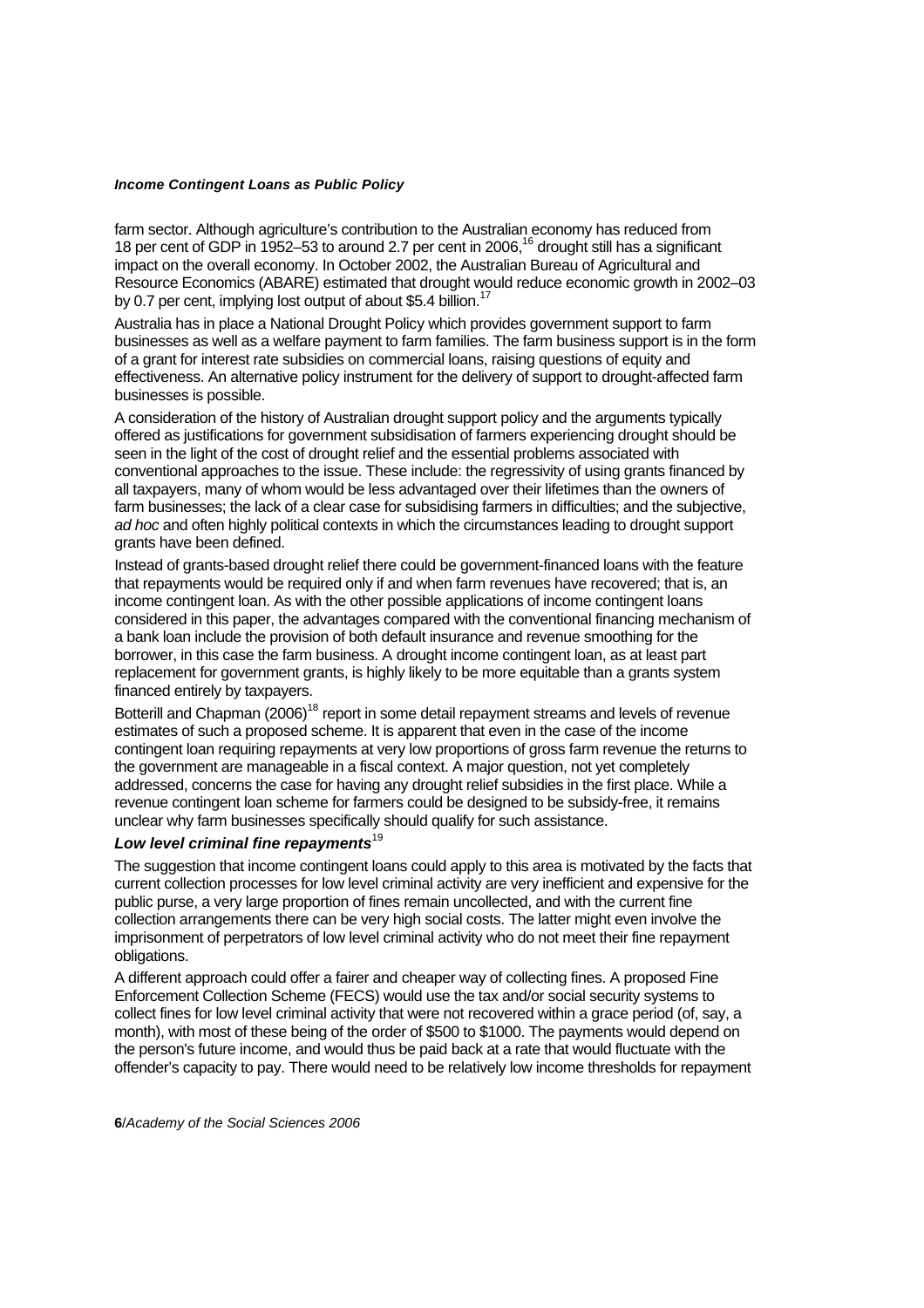farm sector. Although agriculture's contribution to the Australian economy has reduced from 18 per cent of GDP in 1952–53 to around 2.7 per cent in 2006,[16] drought still has a significant impact on the overall economy. In October 2002, the Australian Bureau of Agricultural and Resource Economics (ABARE) estimated that drought would reduce economic growth in 2002–03 by 0.7 per cent, implying lost output of about $5.4 billion.[17]

Australia has in place a National Drought Policy which provides government support to farm businesses as well as a welfare payment to farm families. The farm business support is in the form of a grant for interest rate subsidies on commercial loans, raising questions of equity and effectiveness. An alternative policy instrument for the delivery of support to drought-affected farm businesses is possible.

A consideration of the history of Australian drought support policy and the arguments typically offered as justifications for government subsidisation of farmers experiencing drought should be seen in the light of the cost of drought relief and the essential problems associated with conventional approaches to the issue. These include: the regressivity of using grants financed by all taxpayers, many of whom would be less advantaged over their lifetimes than the owners of farm businesses; the lack of a clear case for subsidising farmers in difficulties; and the subjective, *ad hoc* and often highly political contexts in which the circumstances leading to drought support grants have been defined.

Instead of grants-based drought relief there could be government-financed loans with the feature that repayments would be required only if and when farm revenues have recovered; that is, an income contingent loan. As with the other possible applications of income contingent loans considered in this paper, the advantages compared with the conventional financing mechanism of a bank loan include the provision of both default insurance and revenue smoothing for the borrower, in this case the farm business. A drought income contingent loan, as at least part replacement for government grants, is highly likely to be more equitable than a grants system financed entirely by taxpayers.

Botterill and Chapman (2006)[18] report in some detail repayment streams and levels of revenue estimates of such a proposed scheme. It is apparent that even in the case of the income contingent loan requiring repayments at very low proportions of gross farm revenue the returns to the government are manageable in a fiscal context. A major question, not yet completely addressed, concerns the case for having any drought relief subsidies in the first place. While a revenue contingent loan scheme for farmers could be designed to be subsidy-free, it remains unclear why farm businesses specifically should qualify for such assistance.

### *Low level criminal fine repayments*[19]

The suggestion that income contingent loans could apply to this area is motivated by the facts that current collection processes for low level criminal activity are very inefficient and expensive for the public purse, a very large proportion of fines remain uncollected, and with the current fine collection arrangements there can be very high social costs. The latter might even involve the imprisonment of perpetrators of low level criminal activity who do not meet their fine repayment obligations.

A different approach could offer a fairer and cheaper way of collecting fines. A proposed Fine Enforcement Collection Scheme (FECS) would use the tax and/or social security systems to collect fines for low level criminal activity that were not recovered within a grace period (of, say, a month), with most of these being of the order of $500 to $1000. The payments would depend on the person's future income, and would thus be paid back at a rate that would fluctuate with the offender's capacity to pay. There would need to be relatively low income thresholds for repayment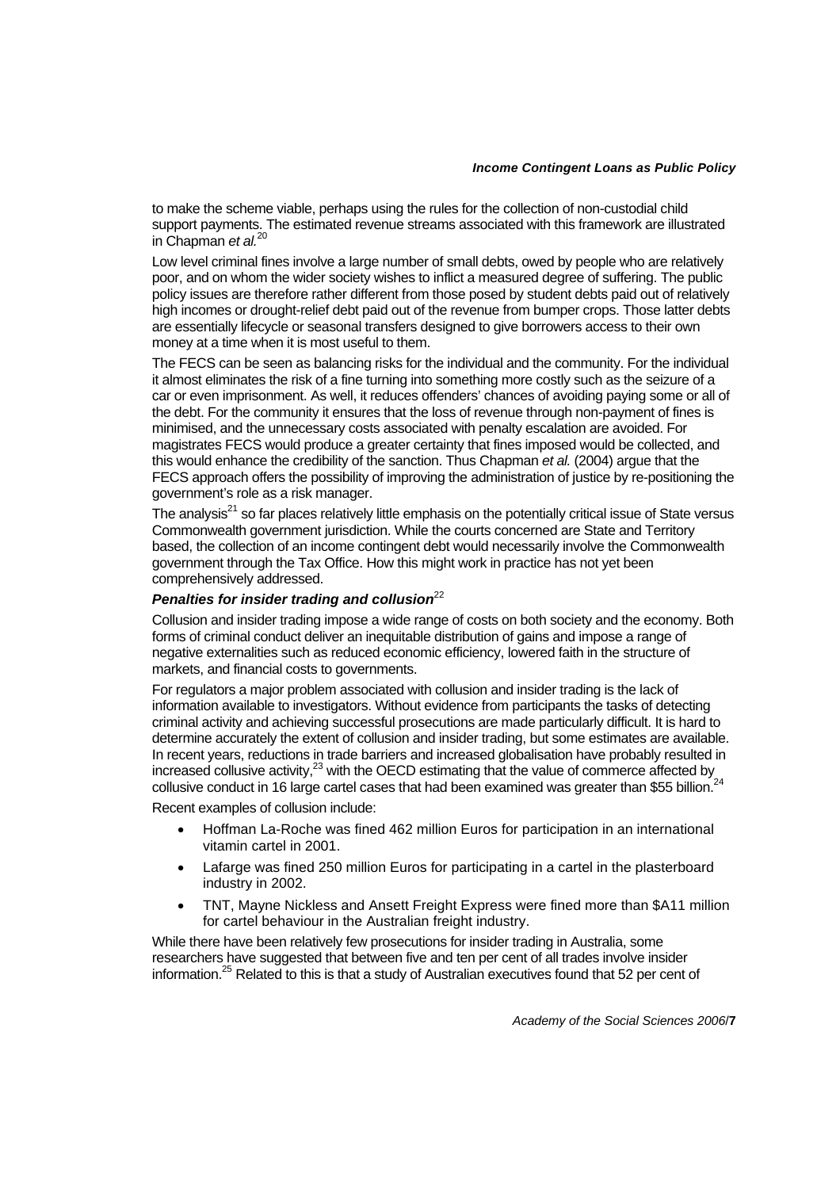to make the scheme viable, perhaps using the rules for the collection of non-custodial child support payments. The estimated revenue streams associated with this framework are illustrated in Chapman *et al.*[20]

Low level criminal fines involve a large number of small debts, owed by people who are relatively poor, and on whom the wider society wishes to inflict a measured degree of suffering. The public policy issues are therefore rather different from those posed by student debts paid out of relatively high incomes or drought-relief debt paid out of the revenue from bumper crops. Those latter debts are essentially lifecycle or seasonal transfers designed to give borrowers access to their own money at a time when it is most useful to them.

The FECS can be seen as balancing risks for the individual and the community. For the individual it almost eliminates the risk of a fine turning into something more costly such as the seizure of a car or even imprisonment. As well, it reduces offenders' chances of avoiding paying some or all of the debt. For the community it ensures that the loss of revenue through non-payment of fines is minimised, and the unnecessary costs associated with penalty escalation are avoided. For magistrates FECS would produce a greater certainty that fines imposed would be collected, and this would enhance the credibility of the sanction. Thus Chapman *et al.* (2004) argue that the FECS approach offers the possibility of improving the administration of justice by re-positioning the government's role as a risk manager.

The analysis[21] so far places relatively little emphasis on the potentially critical issue of State versus Commonwealth government jurisdiction. While the courts concerned are State and Territory based, the collection of an income contingent debt would necessarily involve the Commonwealth government through the Tax Office. How this might work in practice has not yet been comprehensively addressed.

### *Penalties for insider trading and collusion*[22]

Collusion and insider trading impose a wide range of costs on both society and the economy. Both forms of criminal conduct deliver an inequitable distribution of gains and impose a range of negative externalities such as reduced economic efficiency, lowered faith in the structure of markets, and financial costs to governments.

For regulators a major problem associated with collusion and insider trading is the lack of information available to investigators. Without evidence from participants the tasks of detecting criminal activity and achieving successful prosecutions are made particularly difficult. It is hard to determine accurately the extent of collusion and insider trading, but some estimates are available. In recent years, reductions in trade barriers and increased globalisation have probably resulted in increased collusive activity,[23] with the OECD estimating that the value of commerce affected by collusive conduct in 16 large cartel cases that had been examined was greater than $55 billion.[24]

Recent examples of collusion include:

- Hoffman La-Roche was fined 462 million Euros for participation in an international vitamin cartel in 2001.
- Lafarge was fined 250 million Euros for participating in a cartel in the plasterboard industry in 2002.
- TNT, Mayne Nickless and Ansett Freight Express were fined more than $A11 million for cartel behaviour in the Australian freight industry.

While there have been relatively few prosecutions for insider trading in Australia, some researchers have suggested that between five and ten per cent of all trades involve insider information.[25] Related to this is that a study of Australian executives found that 52 per cent of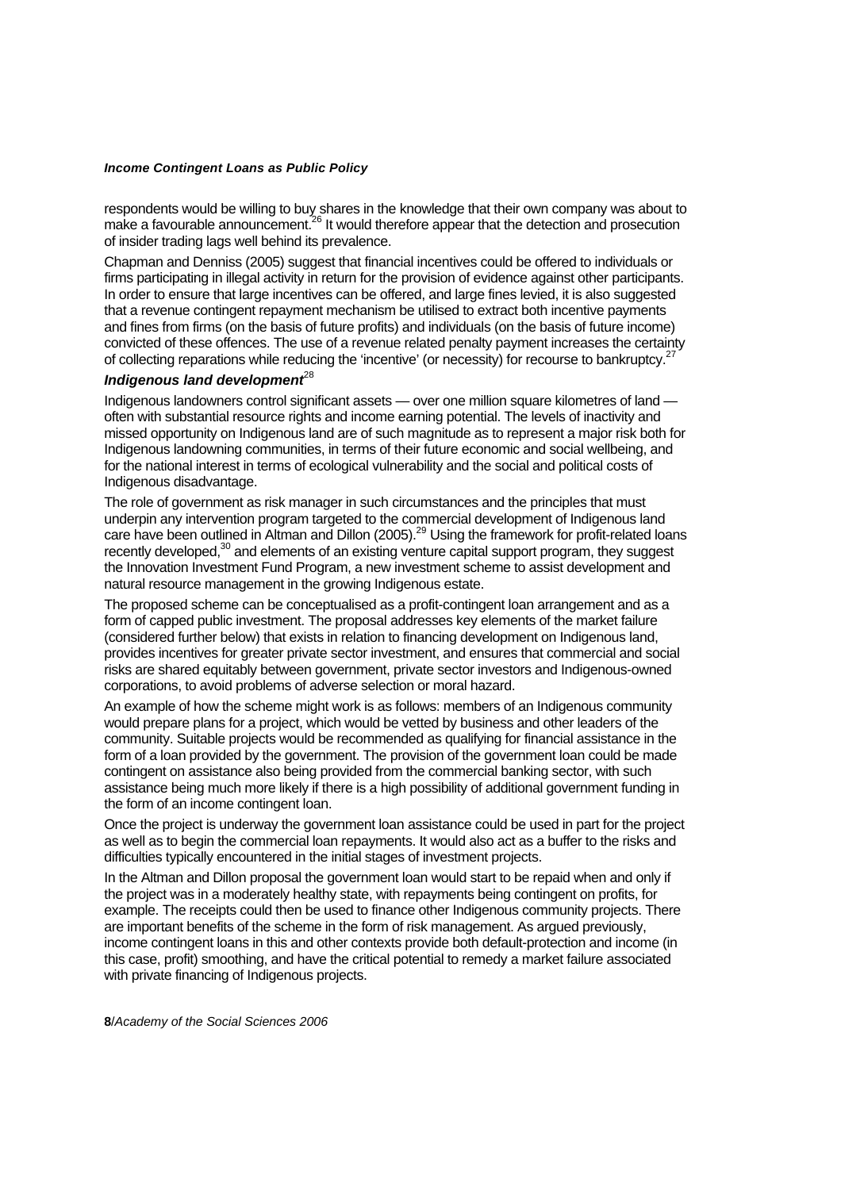respondents would be willing to buy shares in the knowledge that their own company was about to make a favourable announcement.[26] It would therefore appear that the detection and prosecution of insider trading lags well behind its prevalence.

Chapman and Denniss (2005) suggest that financial incentives could be offered to individuals or firms participating in illegal activity in return for the provision of evidence against other participants. In order to ensure that large incentives can be offered, and large fines levied, it is also suggested that a revenue contingent repayment mechanism be utilised to extract both incentive payments and fines from firms (on the basis of future profits) and individuals (on the basis of future income) convicted of these offences. The use of a revenue related penalty payment increases the certainty of collecting reparations while reducing the 'incentive' (or necessity) for recourse to bankruptcy.[27]

### *Indigenous land development*[28]

Indigenous landowners control significant assets — over one million square kilometres of land — often with substantial resource rights and income earning potential. The levels of inactivity and missed opportunity on Indigenous land are of such magnitude as to represent a major risk both for Indigenous landowning communities, in terms of their future economic and social wellbeing, and for the national interest in terms of ecological vulnerability and the social and political costs of Indigenous disadvantage.

The role of government as risk manager in such circumstances and the principles that must underpin any intervention program targeted to the commercial development of Indigenous land care have been outlined in Altman and Dillon (2005).[29] Using the framework for profit-related loans recently developed,[30] and elements of an existing venture capital support program, they suggest the Innovation Investment Fund Program, a new investment scheme to assist development and natural resource management in the growing Indigenous estate.

The proposed scheme can be conceptualised as a profit-contingent loan arrangement and as a form of capped public investment. The proposal addresses key elements of the market failure (considered further below) that exists in relation to financing development on Indigenous land, provides incentives for greater private sector investment, and ensures that commercial and social risks are shared equitably between government, private sector investors and Indigenous-owned corporations, to avoid problems of adverse selection or moral hazard.

An example of how the scheme might work is as follows: members of an Indigenous community would prepare plans for a project, which would be vetted by business and other leaders of the community. Suitable projects would be recommended as qualifying for financial assistance in the form of a loan provided by the government. The provision of the government loan could be made contingent on assistance also being provided from the commercial banking sector, with such assistance being much more likely if there is a high possibility of additional government funding in the form of an income contingent loan.

Once the project is underway the government loan assistance could be used in part for the project as well as to begin the commercial loan repayments. It would also act as a buffer to the risks and difficulties typically encountered in the initial stages of investment projects.

In the Altman and Dillon proposal the government loan would start to be repaid when and only if the project was in a moderately healthy state, with repayments being contingent on profits, for example. The receipts could then be used to finance other Indigenous community projects. There are important benefits of the scheme in the form of risk management. As argued previously, income contingent loans in this and other contexts provide both default-protection and income (in this case, profit) smoothing, and have the critical potential to remedy a market failure associated with private financing of Indigenous projects.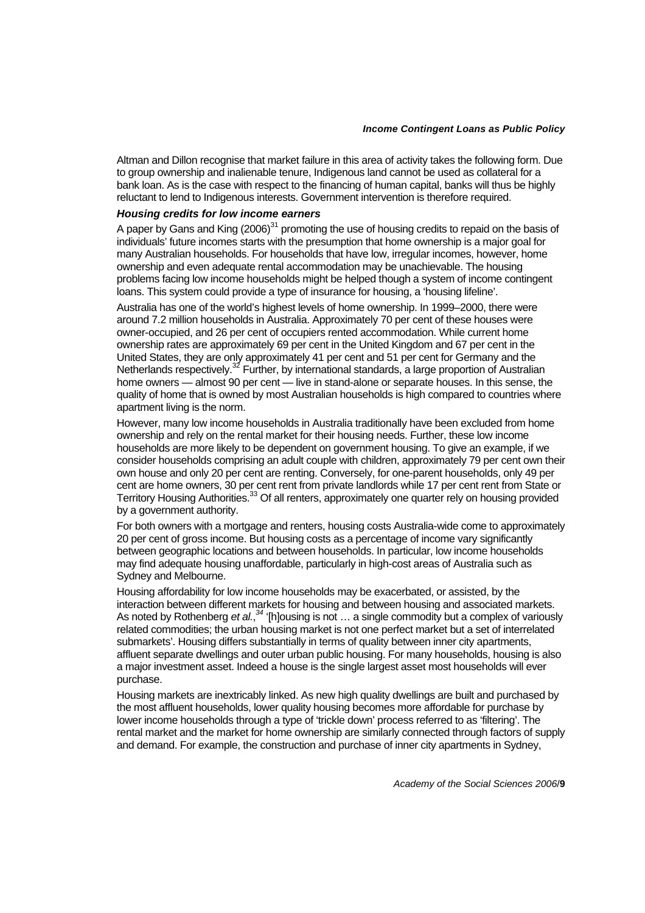Altman and Dillon recognise that market failure in this area of activity takes the following form. Due to group ownership and inalienable tenure, Indigenous land cannot be used as collateral for a bank loan. As is the case with respect to the financing of human capital, banks will thus be highly reluctant to lend to Indigenous interests. Government intervention is therefore required.

### *Housing credits for low income earners*

A paper by Gans and King (2006)[31] promoting the use of housing credits to repaid on the basis of individuals' future incomes starts with the presumption that home ownership is a major goal for many Australian households. For households that have low, irregular incomes, however, home ownership and even adequate rental accommodation may be unachievable. The housing problems facing low income households might be helped though a system of income contingent loans. This system could provide a type of insurance for housing, a 'housing lifeline'.

Australia has one of the world's highest levels of home ownership. In 1999–2000, there were around 7.2 million households in Australia. Approximately 70 per cent of these houses were owner-occupied, and 26 per cent of occupiers rented accommodation. While current home ownership rates are approximately 69 per cent in the United Kingdom and 67 per cent in the United States, they are only approximately 41 per cent and 51 per cent for Germany and the Netherlands respectively.[32] Further, by international standards, a large proportion of Australian home owners — almost 90 per cent — live in stand-alone or separate houses. In this sense, the quality of home that is owned by most Australian households is high compared to countries where apartment living is the norm.

However, many low income households in Australia traditionally have been excluded from home ownership and rely on the rental market for their housing needs. Further, these low income households are more likely to be dependent on government housing. To give an example, if we consider households comprising an adult couple with children, approximately 79 per cent own their own house and only 20 per cent are renting. Conversely, for one-parent households, only 49 per cent are home owners, 30 per cent rent from private landlords while 17 per cent rent from State or Territory Housing Authorities.[33] Of all renters, approximately one quarter rely on housing provided by a government authority.

For both owners with a mortgage and renters, housing costs Australia-wide come to approximately 20 per cent of gross income. But housing costs as a percentage of income vary significantly between geographic locations and between households. In particular, low income households may find adequate housing unaffordable, particularly in high-cost areas of Australia such as Sydney and Melbourne.

Housing affordability for low income households may be exacerbated, or assisted, by the interaction between different markets for housing and between housing and associated markets. As noted by Rothenberg *et al.*,[34] '[h]ousing is not … a single commodity but a complex of variously related commodities; the urban housing market is not one perfect market but a set of interrelated submarkets'. Housing differs substantially in terms of quality between inner city apartments, affluent separate dwellings and outer urban public housing. For many households, housing is also a major investment asset. Indeed a house is the single largest asset most households will ever purchase.

Housing markets are inextricably linked. As new high quality dwellings are built and purchased by the most affluent households, lower quality housing becomes more affordable for purchase by lower income households through a type of 'trickle down' process referred to as 'filtering'. The rental market and the market for home ownership are similarly connected through factors of supply and demand. For example, the construction and purchase of inner city apartments in Sydney,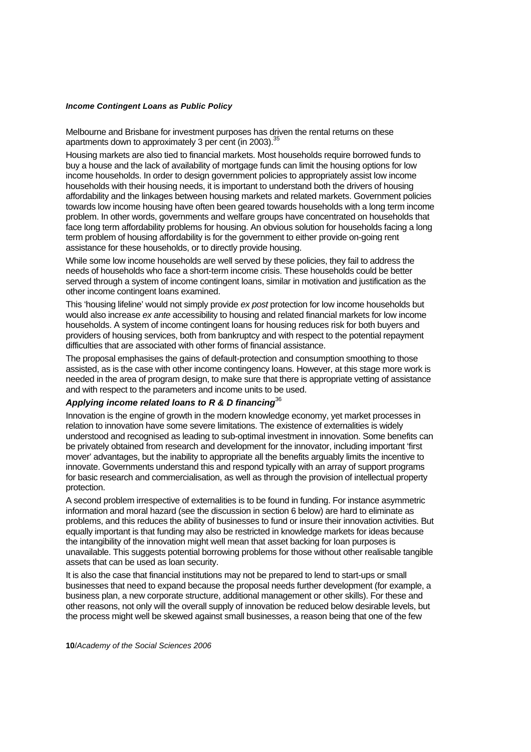Melbourne and Brisbane for investment purposes has driven the rental returns on these apartments down to approximately 3 per cent (in 2003).[35]

Housing markets are also tied to financial markets. Most households require borrowed funds to buy a house and the lack of availability of mortgage funds can limit the housing options for low income households. In order to design government policies to appropriately assist low income households with their housing needs, it is important to understand both the drivers of housing affordability and the linkages between housing markets and related markets. Government policies towards low income housing have often been geared towards households with a long term income problem. In other words, governments and welfare groups have concentrated on households that face long term affordability problems for housing. An obvious solution for households facing a long term problem of housing affordability is for the government to either provide on-going rent assistance for these households, or to directly provide housing.

While some low income households are well served by these policies, they fail to address the needs of households who face a short-term income crisis. These households could be better served through a system of income contingent loans, similar in motivation and justification as the other income contingent loans examined.

This 'housing lifeline' would not simply provide *ex post* protection for low income households but would also increase *ex ante* accessibility to housing and related financial markets for low income households. A system of income contingent loans for housing reduces risk for both buyers and providers of housing services, both from bankruptcy and with respect to the potential repayment difficulties that are associated with other forms of financial assistance.

The proposal emphasises the gains of default-protection and consumption smoothing to those assisted, as is the case with other income contingency loans. However, at this stage more work is needed in the area of program design, to make sure that there is appropriate vetting of assistance and with respect to the parameters and income units to be used.

### *Applying income related loans to R & D financing*[36]

Innovation is the engine of growth in the modern knowledge economy, yet market processes in relation to innovation have some severe limitations. The existence of externalities is widely understood and recognised as leading to sub-optimal investment in innovation. Some benefits can be privately obtained from research and development for the innovator, including important 'first mover' advantages, but the inability to appropriate all the benefits arguably limits the incentive to innovate. Governments understand this and respond typically with an array of support programs for basic research and commercialisation, as well as through the provision of intellectual property protection.

A second problem irrespective of externalities is to be found in funding. For instance asymmetric information and moral hazard (see the discussion in section 6 below) are hard to eliminate as problems, and this reduces the ability of businesses to fund or insure their innovation activities. But equally important is that funding may also be restricted in knowledge markets for ideas because the intangibility of the innovation might well mean that asset backing for loan purposes is unavailable. This suggests potential borrowing problems for those without other realisable tangible assets that can be used as loan security.

It is also the case that financial institutions may not be prepared to lend to start-ups or small businesses that need to expand because the proposal needs further development (for example, a business plan, a new corporate structure, additional management or other skills). For these and other reasons, not only will the overall supply of innovation be reduced below desirable levels, but the process might well be skewed against small businesses, a reason being that one of the few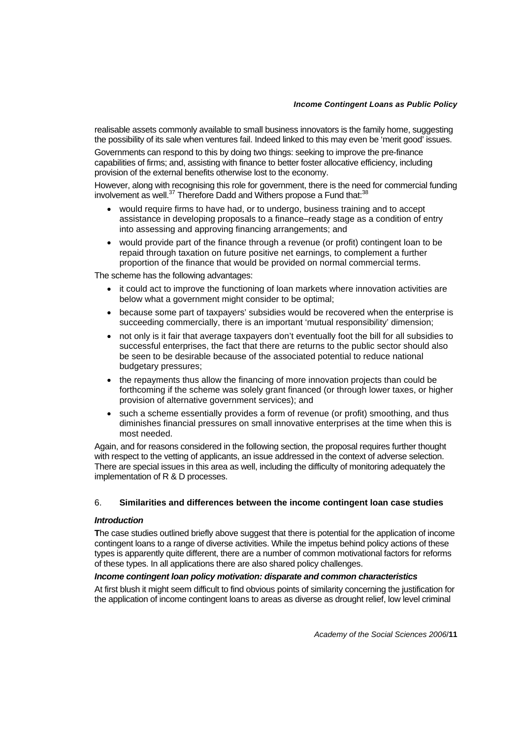realisable assets commonly available to small business innovators is the family home, suggesting the possibility of its sale when ventures fail. Indeed linked to this may even be 'merit good' issues.

Governments can respond to this by doing two things: seeking to improve the pre-finance capabilities of firms; and, assisting with finance to better foster allocative efficiency, including provision of the external benefits otherwise lost to the economy.

However, along with recognising this role for government, there is the need for commercial funding involvement as well.[37] Therefore Dadd and Withers propose a Fund that:[38]

- would require firms to have had, or to undergo, business training and to accept assistance in developing proposals to a finance–ready stage as a condition of entry into assessing and approving financing arrangements; and
- would provide part of the finance through a revenue (or profit) contingent loan to be repaid through taxation on future positive net earnings, to complement a further proportion of the finance that would be provided on normal commercial terms.

The scheme has the following advantages:

- it could act to improve the functioning of loan markets where innovation activities are below what a government might consider to be optimal;
- because some part of taxpayers' subsidies would be recovered when the enterprise is succeeding commercially, there is an important 'mutual responsibility' dimension;
- not only is it fair that average taxpayers don't eventually foot the bill for all subsidies to successful enterprises, the fact that there are returns to the public sector should also be seen to be desirable because of the associated potential to reduce national budgetary pressures;
- the repayments thus allow the financing of more innovation projects than could be forthcoming if the scheme was solely grant financed (or through lower taxes, or higher provision of alternative government services); and
- such a scheme essentially provides a form of revenue (or profit) smoothing, and thus diminishes financial pressures on small innovative enterprises at the time when this is most needed.

Again, and for reasons considered in the following section, the proposal requires further thought with respect to the vetting of applicants, an issue addressed in the context of adverse selection. There are special issues in this area as well, including the difficulty of monitoring adequately the implementation of R & D processes.

## 6. Similarities and differences between the income contingent loan case studies

### *Introduction*

**T**he case studies outlined briefly above suggest that there is potential for the application of income contingent loans to a range of diverse activities. While the impetus behind policy actions of these types is apparently quite different, there are a number of common motivational factors for reforms of these types. In all applications there are also shared policy challenges.

### *Income contingent loan policy motivation: disparate and common characteristics*

At first blush it might seem difficult to find obvious points of similarity concerning the justification for the application of income contingent loans to areas as diverse as drought relief, low level criminal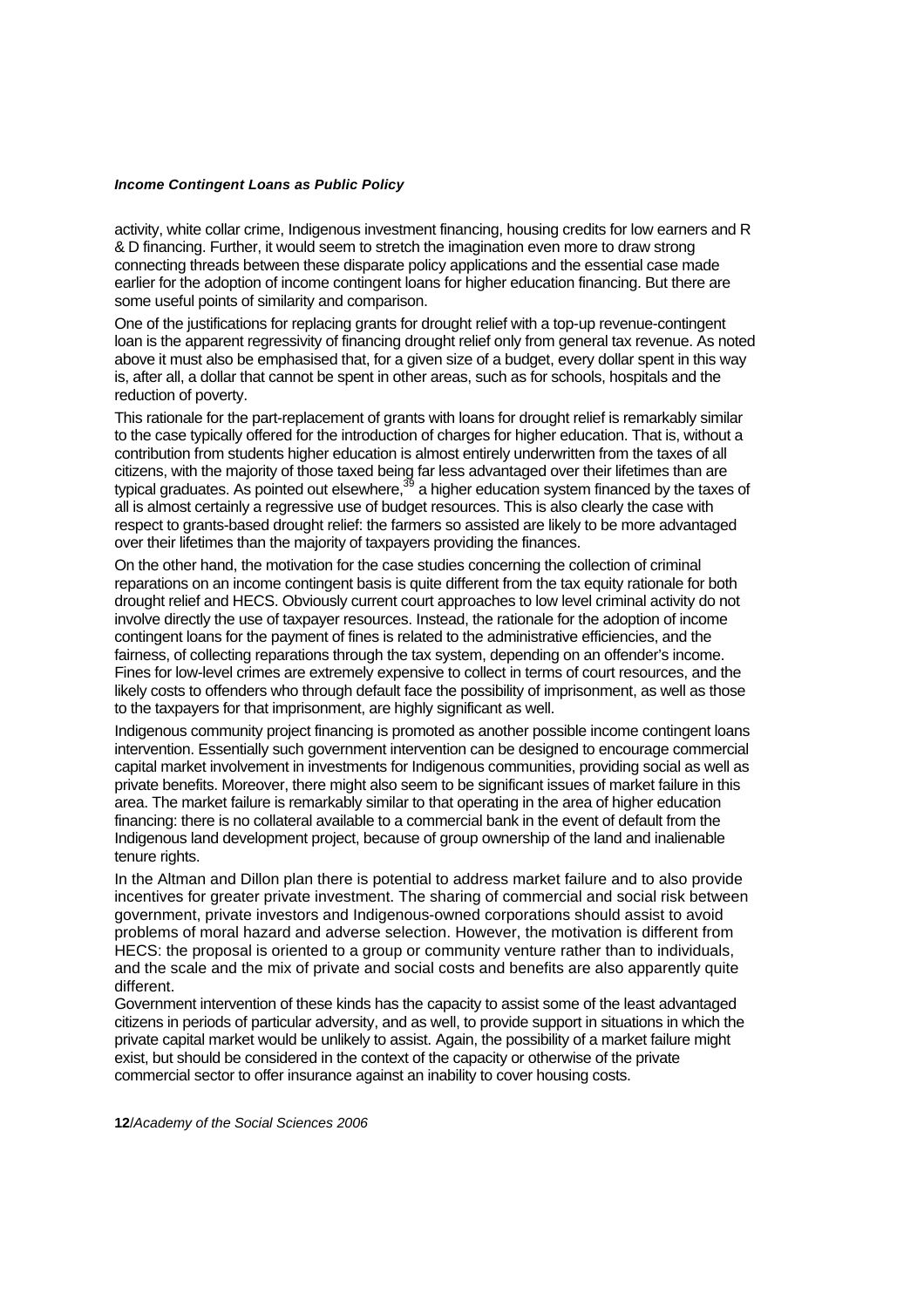activity, white collar crime, Indigenous investment financing, housing credits for low earners and R & D financing. Further, it would seem to stretch the imagination even more to draw strong connecting threads between these disparate policy applications and the essential case made earlier for the adoption of income contingent loans for higher education financing. But there are some useful points of similarity and comparison.

One of the justifications for replacing grants for drought relief with a top-up revenue-contingent loan is the apparent regressivity of financing drought relief only from general tax revenue. As noted above it must also be emphasised that, for a given size of a budget, every dollar spent in this way is, after all, a dollar that cannot be spent in other areas, such as for schools, hospitals and the reduction of poverty.

This rationale for the part-replacement of grants with loans for drought relief is remarkably similar to the case typically offered for the introduction of charges for higher education. That is, without a contribution from students higher education is almost entirely underwritten from the taxes of all citizens, with the majority of those taxed being far less advantaged over their lifetimes than are typical graduates. As pointed out elsewhere,[39] a higher education system financed by the taxes of all is almost certainly a regressive use of budget resources. This is also clearly the case with respect to grants-based drought relief: the farmers so assisted are likely to be more advantaged over their lifetimes than the majority of taxpayers providing the finances.

On the other hand, the motivation for the case studies concerning the collection of criminal reparations on an income contingent basis is quite different from the tax equity rationale for both drought relief and HECS. Obviously current court approaches to low level criminal activity do not involve directly the use of taxpayer resources. Instead, the rationale for the adoption of income contingent loans for the payment of fines is related to the administrative efficiencies, and the fairness, of collecting reparations through the tax system, depending on an offender's income. Fines for low-level crimes are extremely expensive to collect in terms of court resources, and the likely costs to offenders who through default face the possibility of imprisonment, as well as those to the taxpayers for that imprisonment, are highly significant as well.

Indigenous community project financing is promoted as another possible income contingent loans intervention. Essentially such government intervention can be designed to encourage commercial capital market involvement in investments for Indigenous communities, providing social as well as private benefits. Moreover, there might also seem to be significant issues of market failure in this area. The market failure is remarkably similar to that operating in the area of higher education financing: there is no collateral available to a commercial bank in the event of default from the Indigenous land development project, because of group ownership of the land and inalienable tenure rights.

In the Altman and Dillon plan there is potential to address market failure and to also provide incentives for greater private investment. The sharing of commercial and social risk between government, private investors and Indigenous-owned corporations should assist to avoid problems of moral hazard and adverse selection. However, the motivation is different from HECS: the proposal is oriented to a group or community venture rather than to individuals, and the scale and the mix of private and social costs and benefits are also apparently quite different.

Government intervention of these kinds has the capacity to assist some of the least advantaged citizens in periods of particular adversity, and as well, to provide support in situations in which the private capital market would be unlikely to assist. Again, the possibility of a market failure might exist, but should be considered in the context of the capacity or otherwise of the private commercial sector to offer insurance against an inability to cover housing costs.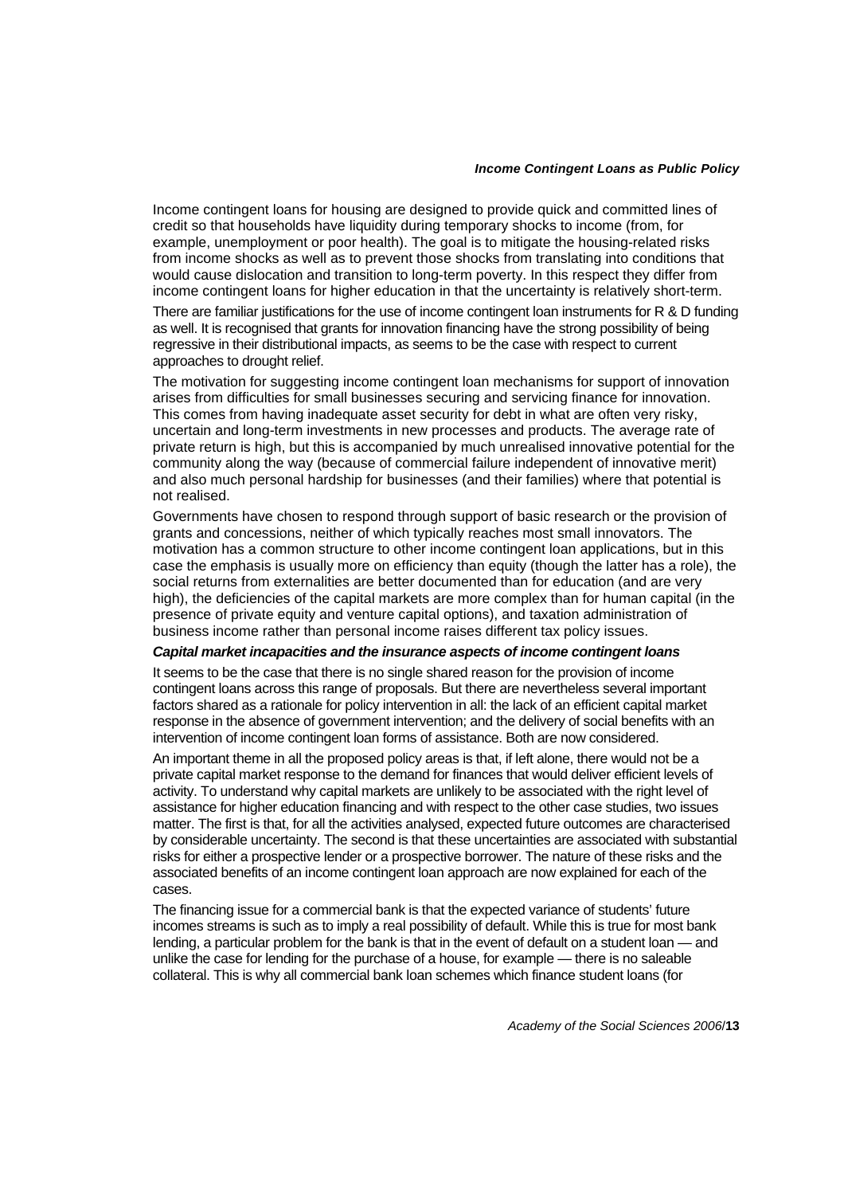Income contingent loans for housing are designed to provide quick and committed lines of credit so that households have liquidity during temporary shocks to income (from, for example, unemployment or poor health). The goal is to mitigate the housing-related risks from income shocks as well as to prevent those shocks from translating into conditions that would cause dislocation and transition to long-term poverty. In this respect they differ from income contingent loans for higher education in that the uncertainty is relatively short-term.

There are familiar justifications for the use of income contingent loan instruments for R & D funding as well. It is recognised that grants for innovation financing have the strong possibility of being regressive in their distributional impacts, as seems to be the case with respect to current approaches to drought relief.

The motivation for suggesting income contingent loan mechanisms for support of innovation arises from difficulties for small businesses securing and servicing finance for innovation. This comes from having inadequate asset security for debt in what are often very risky, uncertain and long-term investments in new processes and products. The average rate of private return is high, but this is accompanied by much unrealised innovative potential for the community along the way (because of commercial failure independent of innovative merit) and also much personal hardship for businesses (and their families) where that potential is not realised.

Governments have chosen to respond through support of basic research or the provision of grants and concessions, neither of which typically reaches most small innovators. The motivation has a common structure to other income contingent loan applications, but in this case the emphasis is usually more on efficiency than equity (though the latter has a role), the social returns from externalities are better documented than for education (and are very high), the deficiencies of the capital markets are more complex than for human capital (in the presence of private equity and venture capital options), and taxation administration of business income rather than personal income raises different tax policy issues.

***Capital market incapacities and the insurance aspects of income contingent loans***

It seems to be the case that there is no single shared reason for the provision of income contingent loans across this range of proposals. But there are nevertheless several important factors shared as a rationale for policy intervention in all: the lack of an efficient capital market response in the absence of government intervention; and the delivery of social benefits with an intervention of income contingent loan forms of assistance. Both are now considered.

An important theme in all the proposed policy areas is that, if left alone, there would not be a private capital market response to the demand for finances that would deliver efficient levels of activity. To understand why capital markets are unlikely to be associated with the right level of assistance for higher education financing and with respect to the other case studies, two issues matter. The first is that, for all the activities analysed, expected future outcomes are characterised by considerable uncertainty. The second is that these uncertainties are associated with substantial risks for either a prospective lender or a prospective borrower. The nature of these risks and the associated benefits of an income contingent loan approach are now explained for each of the cases.

The financing issue for a commercial bank is that the expected variance of students' future incomes streams is such as to imply a real possibility of default. While this is true for most bank lending, a particular problem for the bank is that in the event of default on a student loan — and unlike the case for lending for the purchase of a house, for example — there is no saleable collateral. This is why all commercial bank loan schemes which finance student loans (for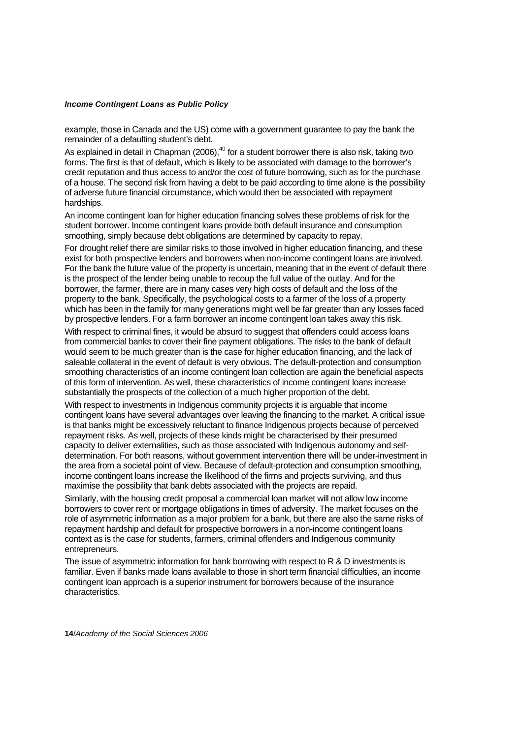example, those in Canada and the US) come with a government guarantee to pay the bank the remainder of a defaulting student's debt.

As explained in detail in Chapman (2006),[40] for a student borrower there is also risk, taking two forms. The first is that of default, which is likely to be associated with damage to the borrower's credit reputation and thus access to and/or the cost of future borrowing, such as for the purchase of a house. The second risk from having a debt to be paid according to time alone is the possibility of adverse future financial circumstance, which would then be associated with repayment hardships.

An income contingent loan for higher education financing solves these problems of risk for the student borrower. Income contingent loans provide both default insurance and consumption smoothing, simply because debt obligations are determined by capacity to repay.

For drought relief there are similar risks to those involved in higher education financing, and these exist for both prospective lenders and borrowers when non-income contingent loans are involved. For the bank the future value of the property is uncertain, meaning that in the event of default there is the prospect of the lender being unable to recoup the full value of the outlay. And for the borrower, the farmer, there are in many cases very high costs of default and the loss of the property to the bank. Specifically, the psychological costs to a farmer of the loss of a property which has been in the family for many generations might well be far greater than any losses faced by prospective lenders. For a farm borrower an income contingent loan takes away this risk.

With respect to criminal fines, it would be absurd to suggest that offenders could access loans from commercial banks to cover their fine payment obligations. The risks to the bank of default would seem to be much greater than is the case for higher education financing, and the lack of saleable collateral in the event of default is very obvious. The default-protection and consumption smoothing characteristics of an income contingent loan collection are again the beneficial aspects of this form of intervention. As well, these characteristics of income contingent loans increase substantially the prospects of the collection of a much higher proportion of the debt.

With respect to investments in Indigenous community projects it is arguable that income contingent loans have several advantages over leaving the financing to the market. A critical issue is that banks might be excessively reluctant to finance Indigenous projects because of perceived repayment risks. As well, projects of these kinds might be characterised by their presumed capacity to deliver externalities, such as those associated with Indigenous autonomy and self-determination. For both reasons, without government intervention there will be under-investment in the area from a societal point of view. Because of default-protection and consumption smoothing, income contingent loans increase the likelihood of the firms and projects surviving, and thus maximise the possibility that bank debts associated with the projects are repaid.

Similarly, with the housing credit proposal a commercial loan market will not allow low income borrowers to cover rent or mortgage obligations in times of adversity. The market focuses on the role of asymmetric information as a major problem for a bank, but there are also the same risks of repayment hardship and default for prospective borrowers in a non-income contingent loans context as is the case for students, farmers, criminal offenders and Indigenous community entrepreneurs.

The issue of asymmetric information for bank borrowing with respect to R & D investments is familiar. Even if banks made loans available to those in short term financial difficulties, an income contingent loan approach is a superior instrument for borrowers because of the insurance characteristics.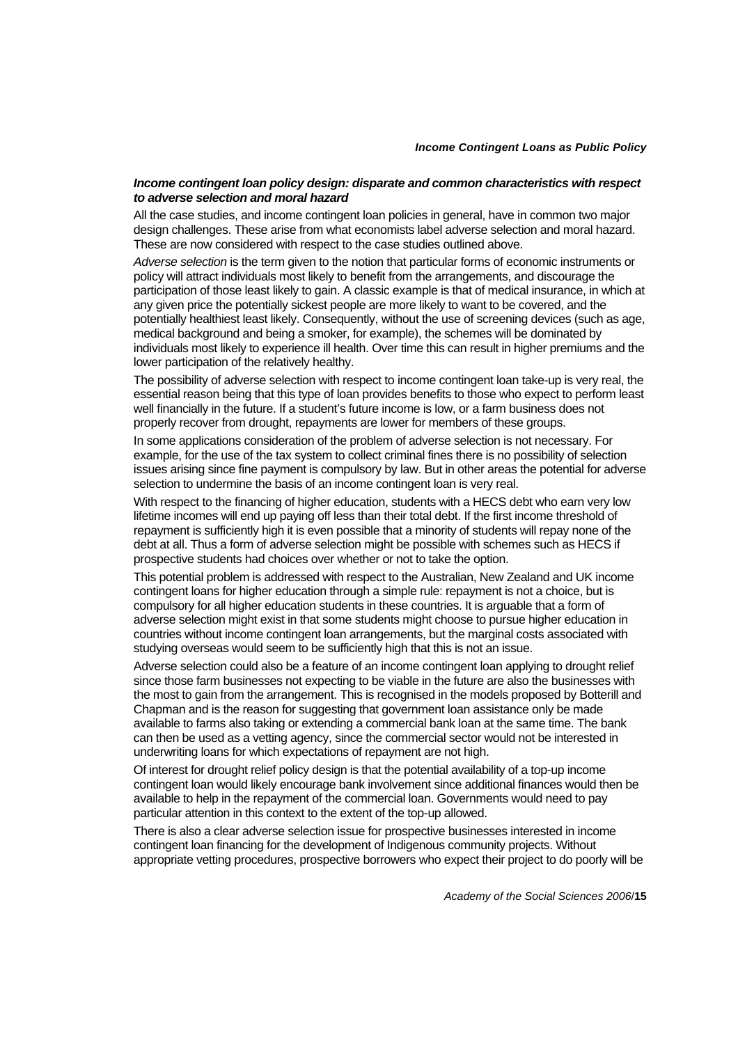### *Income contingent loan policy design: disparate and common characteristics with respect to adverse selection and moral hazard*

All the case studies, and income contingent loan policies in general, have in common two major design challenges. These arise from what economists label adverse selection and moral hazard. These are now considered with respect to the case studies outlined above.

*Adverse selection* is the term given to the notion that particular forms of economic instruments or policy will attract individuals most likely to benefit from the arrangements, and discourage the participation of those least likely to gain. A classic example is that of medical insurance, in which at any given price the potentially sickest people are more likely to want to be covered, and the potentially healthiest least likely. Consequently, without the use of screening devices (such as age, medical background and being a smoker, for example), the schemes will be dominated by individuals most likely to experience ill health. Over time this can result in higher premiums and the lower participation of the relatively healthy.

The possibility of adverse selection with respect to income contingent loan take-up is very real, the essential reason being that this type of loan provides benefits to those who expect to perform least well financially in the future. If a student's future income is low, or a farm business does not properly recover from drought, repayments are lower for members of these groups.

In some applications consideration of the problem of adverse selection is not necessary. For example, for the use of the tax system to collect criminal fines there is no possibility of selection issues arising since fine payment is compulsory by law. But in other areas the potential for adverse selection to undermine the basis of an income contingent loan is very real.

With respect to the financing of higher education, students with a HECS debt who earn very low lifetime incomes will end up paying off less than their total debt. If the first income threshold of repayment is sufficiently high it is even possible that a minority of students will repay none of the debt at all. Thus a form of adverse selection might be possible with schemes such as HECS if prospective students had choices over whether or not to take the option.

This potential problem is addressed with respect to the Australian, New Zealand and UK income contingent loans for higher education through a simple rule: repayment is not a choice, but is compulsory for all higher education students in these countries. It is arguable that a form of adverse selection might exist in that some students might choose to pursue higher education in countries without income contingent loan arrangements, but the marginal costs associated with studying overseas would seem to be sufficiently high that this is not an issue.

Adverse selection could also be a feature of an income contingent loan applying to drought relief since those farm businesses not expecting to be viable in the future are also the businesses with the most to gain from the arrangement. This is recognised in the models proposed by Botterill and Chapman and is the reason for suggesting that government loan assistance only be made available to farms also taking or extending a commercial bank loan at the same time. The bank can then be used as a vetting agency, since the commercial sector would not be interested in underwriting loans for which expectations of repayment are not high.

Of interest for drought relief policy design is that the potential availability of a top-up income contingent loan would likely encourage bank involvement since additional finances would then be available to help in the repayment of the commercial loan. Governments would need to pay particular attention in this context to the extent of the top-up allowed.

There is also a clear adverse selection issue for prospective businesses interested in income contingent loan financing for the development of Indigenous community projects. Without appropriate vetting procedures, prospective borrowers who expect their project to do poorly will be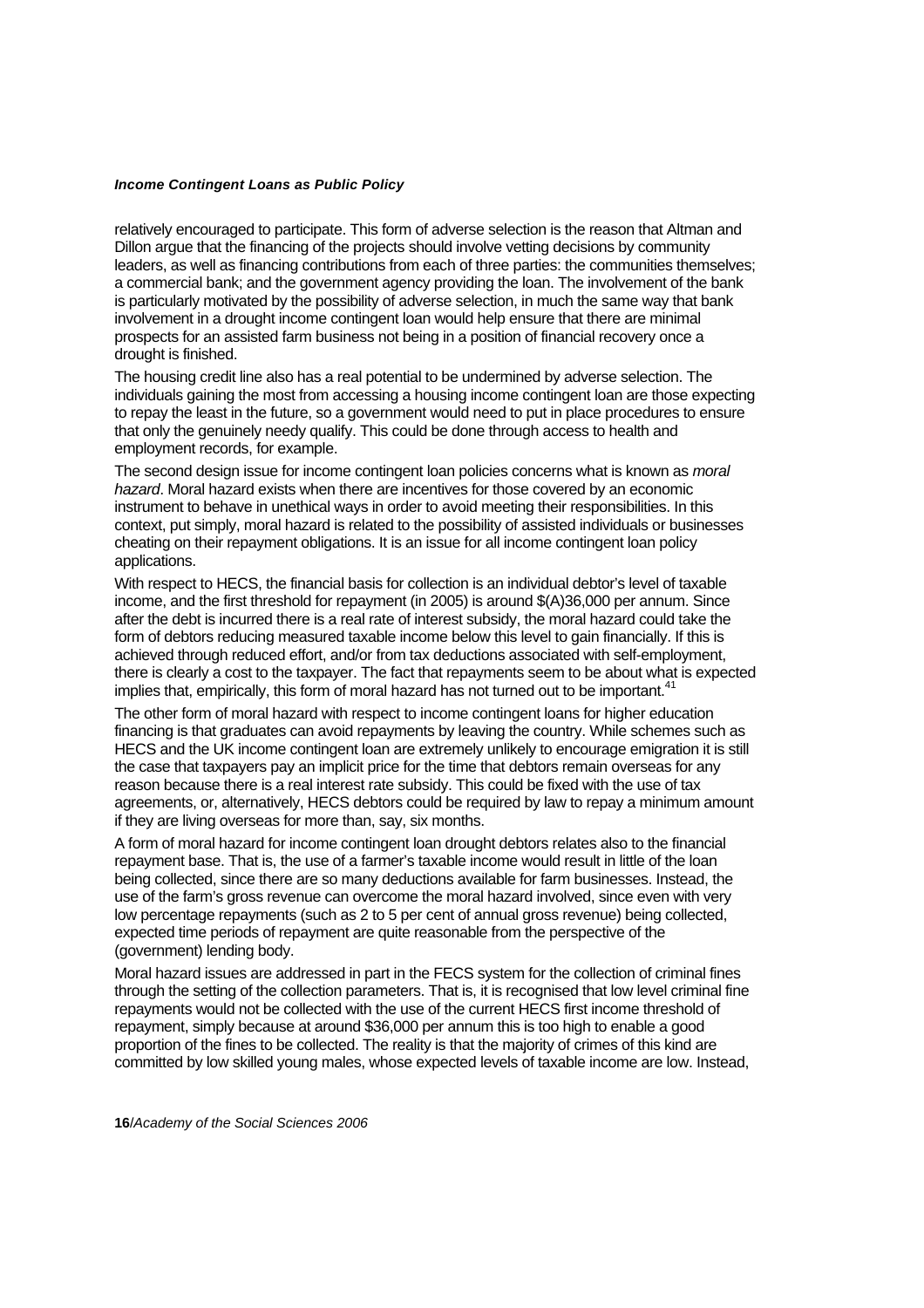relatively encouraged to participate. This form of adverse selection is the reason that Altman and Dillon argue that the financing of the projects should involve vetting decisions by community leaders, as well as financing contributions from each of three parties: the communities themselves; a commercial bank; and the government agency providing the loan. The involvement of the bank is particularly motivated by the possibility of adverse selection, in much the same way that bank involvement in a drought income contingent loan would help ensure that there are minimal prospects for an assisted farm business not being in a position of financial recovery once a drought is finished.

The housing credit line also has a real potential to be undermined by adverse selection. The individuals gaining the most from accessing a housing income contingent loan are those expecting to repay the least in the future, so a government would need to put in place procedures to ensure that only the genuinely needy qualify. This could be done through access to health and employment records, for example.

The second design issue for income contingent loan policies concerns what is known as *moral hazard*. Moral hazard exists when there are incentives for those covered by an economic instrument to behave in unethical ways in order to avoid meeting their responsibilities. In this context, put simply, moral hazard is related to the possibility of assisted individuals or businesses cheating on their repayment obligations. It is an issue for all income contingent loan policy applications.

With respect to HECS, the financial basis for collection is an individual debtor's level of taxable income, and the first threshold for repayment (in 2005) is around $(A)36,000 per annum. Since after the debt is incurred there is a real rate of interest subsidy, the moral hazard could take the form of debtors reducing measured taxable income below this level to gain financially. If this is achieved through reduced effort, and/or from tax deductions associated with self-employment, there is clearly a cost to the taxpayer. The fact that repayments seem to be about what is expected implies that, empirically, this form of moral hazard has not turned out to be important.[41]

The other form of moral hazard with respect to income contingent loans for higher education financing is that graduates can avoid repayments by leaving the country. While schemes such as HECS and the UK income contingent loan are extremely unlikely to encourage emigration it is still the case that taxpayers pay an implicit price for the time that debtors remain overseas for any reason because there is a real interest rate subsidy. This could be fixed with the use of tax agreements, or, alternatively, HECS debtors could be required by law to repay a minimum amount if they are living overseas for more than, say, six months.

A form of moral hazard for income contingent loan drought debtors relates also to the financial repayment base. That is, the use of a farmer's taxable income would result in little of the loan being collected, since there are so many deductions available for farm businesses. Instead, the use of the farm's gross revenue can overcome the moral hazard involved, since even with very low percentage repayments (such as 2 to 5 per cent of annual gross revenue) being collected, expected time periods of repayment are quite reasonable from the perspective of the (government) lending body.

Moral hazard issues are addressed in part in the FECS system for the collection of criminal fines through the setting of the collection parameters. That is, it is recognised that low level criminal fine repayments would not be collected with the use of the current HECS first income threshold of repayment, simply because at around $36,000 per annum this is too high to enable a good proportion of the fines to be collected. The reality is that the majority of crimes of this kind are committed by low skilled young males, whose expected levels of taxable income are low. Instead,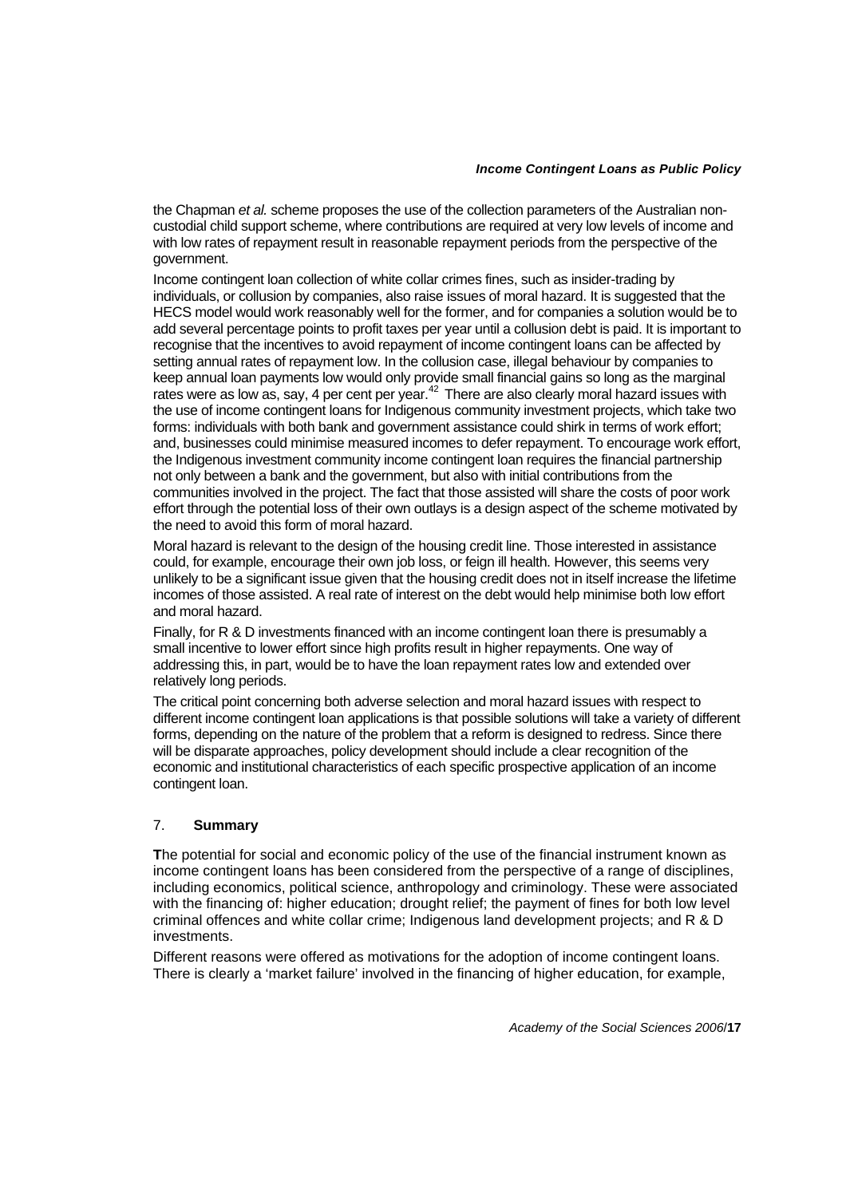the Chapman *et al.* scheme proposes the use of the collection parameters of the Australian non-custodial child support scheme, where contributions are required at very low levels of income and with low rates of repayment result in reasonable repayment periods from the perspective of the government.

Income contingent loan collection of white collar crimes fines, such as insider-trading by individuals, or collusion by companies, also raise issues of moral hazard. It is suggested that the HECS model would work reasonably well for the former, and for companies a solution would be to add several percentage points to profit taxes per year until a collusion debt is paid. It is important to recognise that the incentives to avoid repayment of income contingent loans can be affected by setting annual rates of repayment low. In the collusion case, illegal behaviour by companies to keep annual loan payments low would only provide small financial gains so long as the marginal rates were as low as, say, 4 per cent per year.[42] There are also clearly moral hazard issues with the use of income contingent loans for Indigenous community investment projects, which take two forms: individuals with both bank and government assistance could shirk in terms of work effort; and, businesses could minimise measured incomes to defer repayment. To encourage work effort, the Indigenous investment community income contingent loan requires the financial partnership not only between a bank and the government, but also with initial contributions from the communities involved in the project. The fact that those assisted will share the costs of poor work effort through the potential loss of their own outlays is a design aspect of the scheme motivated by the need to avoid this form of moral hazard.

Moral hazard is relevant to the design of the housing credit line. Those interested in assistance could, for example, encourage their own job loss, or feign ill health. However, this seems very unlikely to be a significant issue given that the housing credit does not in itself increase the lifetime incomes of those assisted. A real rate of interest on the debt would help minimise both low effort and moral hazard.

Finally, for R & D investments financed with an income contingent loan there is presumably a small incentive to lower effort since high profits result in higher repayments. One way of addressing this, in part, would be to have the loan repayment rates low and extended over relatively long periods.

The critical point concerning both adverse selection and moral hazard issues with respect to different income contingent loan applications is that possible solutions will take a variety of different forms, depending on the nature of the problem that a reform is designed to redress. Since there will be disparate approaches, policy development should include a clear recognition of the economic and institutional characteristics of each specific prospective application of an income contingent loan.

## 7. **Summary**

**T**he potential for social and economic policy of the use of the financial instrument known as income contingent loans has been considered from the perspective of a range of disciplines, including economics, political science, anthropology and criminology. These were associated with the financing of: higher education; drought relief; the payment of fines for both low level criminal offences and white collar crime; Indigenous land development projects; and R & D investments.

Different reasons were offered as motivations for the adoption of income contingent loans. There is clearly a 'market failure' involved in the financing of higher education, for example,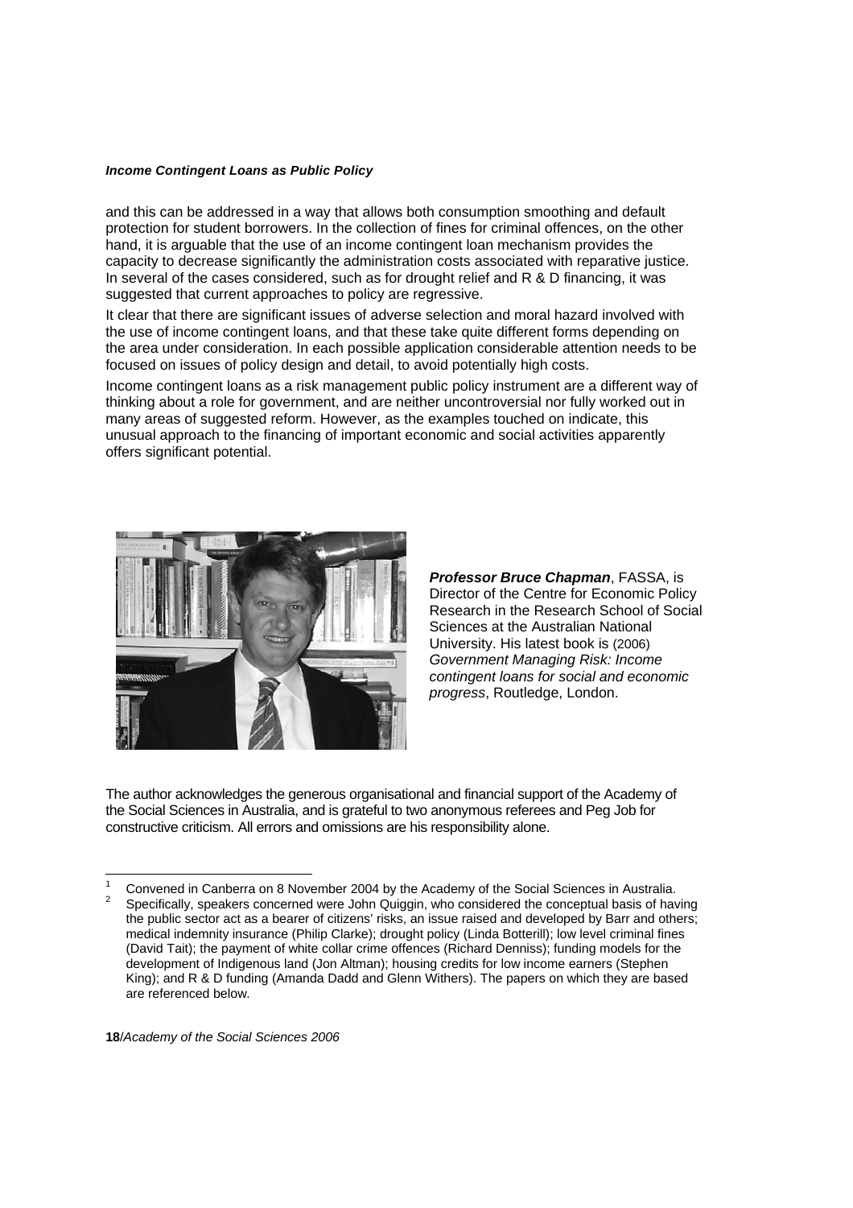and this can be addressed in a way that allows both consumption smoothing and default protection for student borrowers. In the collection of fines for criminal offences, on the other hand, it is arguable that the use of an income contingent loan mechanism provides the capacity to decrease significantly the administration costs associated with reparative justice. In several of the cases considered, such as for drought relief and R & D financing, it was suggested that current approaches to policy are regressive.

It clear that there are significant issues of adverse selection and moral hazard involved with the use of income contingent loans, and that these take quite different forms depending on the area under consideration. In each possible application considerable attention needs to be focused on issues of policy design and detail, to avoid potentially high costs.

Income contingent loans as a risk management public policy instrument are a different way of thinking about a role for government, and are neither uncontroversial nor fully worked out in many areas of suggested reform. However, as the examples touched on indicate, this unusual approach to the financing of important economic and social activities apparently offers significant potential.

***Professor Bruce Chapman***, FASSA, is Director of the Centre for Economic Policy Research in the Research School of Social Sciences at the Australian National University. His latest book is (2006) *Government Managing Risk: Income contingent loans for social and economic progress*, Routledge, London.

The author acknowledges the generous organisational and financial support of the Academy of the Social Sciences in Australia, and is grateful to two anonymous referees and Peg Job for constructive criticism. All errors and omissions are his responsibility alone.

---

[1] Convened in Canberra on 8 November 2004 by the Academy of the Social Sciences in Australia.

[2] Specifically, speakers concerned were John Quiggin, who considered the conceptual basis of having the public sector act as a bearer of citizens' risks, an issue raised and developed by Barr and others; medical indemnity insurance (Philip Clarke); drought policy (Linda Botterill); low level criminal fines (David Tait); the payment of white collar crime offences (Richard Denniss); funding models for the development of Indigenous land (Jon Altman); housing credits for low income earners (Stephen King); and R & D funding (Amanda Dadd and Glenn Withers). The papers on which they are based are referenced below.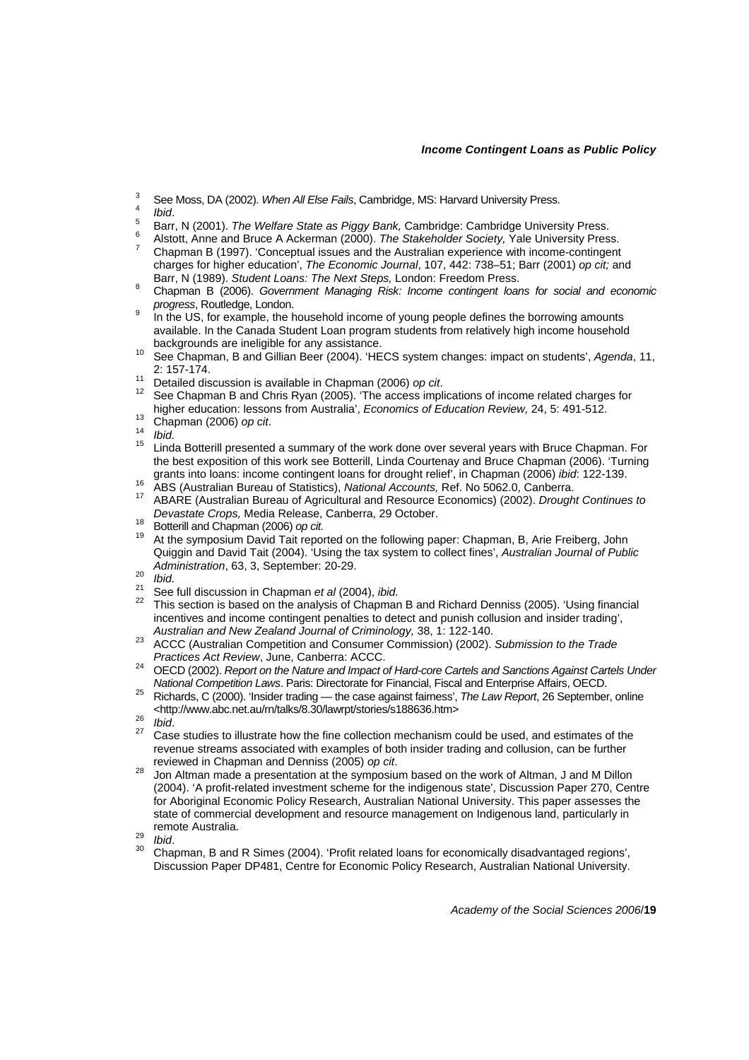[3] See Moss, DA (2002). *When All Else Fails*, Cambridge, MS: Harvard University Press.

[4] *Ibid*.

[5] Barr, N (2001). *The Welfare State as Piggy Bank,* Cambridge: Cambridge University Press.

[6] Alstott, Anne and Bruce A Ackerman (2000). *The Stakeholder Society,* Yale University Press.

[7] Chapman B (1997). 'Conceptual issues and the Australian experience with income-contingent charges for higher education', *The Economic Journal*, 107, 442: 738–51; Barr (2001) *op cit;* and Barr, N (1989). *Student Loans: The Next Steps,* London: Freedom Press.

[8] Chapman B (2006). *Government Managing Risk: Income contingent loans for social and economic progress*, Routledge, London.

[9] In the US, for example, the household income of young people defines the borrowing amounts available. In the Canada Student Loan program students from relatively high income household backgrounds are ineligible for any assistance.

[10] See Chapman, B and Gillian Beer (2004). 'HECS system changes: impact on students', *Agenda*, 11, 2: 157-174.

[11] Detailed discussion is available in Chapman (2006) *op cit*.

[12] See Chapman B and Chris Ryan (2005). 'The access implications of income related charges for higher education: lessons from Australia', *Economics of Education Review,* 24, 5: 491-512.

[13] Chapman (2006) *op cit*.

[14] *Ibid.*

[15] Linda Botterill presented a summary of the work done over several years with Bruce Chapman. For the best exposition of this work see Botterill, Linda Courtenay and Bruce Chapman (2006). 'Turning grants into loans: income contingent loans for drought relief', in Chapman (2006) *ibid*: 122-139.

[16] ABS (Australian Bureau of Statistics), *National Accounts,* Ref. No 5062.0, Canberra.

[17] ABARE (Australian Bureau of Agricultural and Resource Economics) (2002). *Drought Continues to Devastate Crops,* Media Release, Canberra, 29 October.

[18] Botterill and Chapman (2006) *op cit.*

[19] At the symposium David Tait reported on the following paper: Chapman, B, Arie Freiberg, John Quiggin and David Tait (2004). 'Using the tax system to collect fines', *Australian Journal of Public Administration*, 63, 3, September: 20-29.

[20] *Ibid.*

[21] See full discussion in Chapman *et al* (2004), *ibid.*

[22] This section is based on the analysis of Chapman B and Richard Denniss (2005). 'Using financial incentives and income contingent penalties to detect and punish collusion and insider trading', *Australian and New Zealand Journal of Criminology,* 38, 1: 122-140.

[23] ACCC (Australian Competition and Consumer Commission) (2002). *Submission to the Trade Practices Act Review*, June, Canberra: ACCC.

[24] OECD (2002). *Report on the Nature and Impact of Hard-core Cartels and Sanctions Against Cartels Under National Competition Laws*. Paris: Directorate for Financial, Fiscal and Enterprise Affairs, OECD.

[25] Richards, C (2000). 'Insider trading — the case against fairness', *The Law Report*, 26 September, online <http://www.abc.net.au/rn/talks/8.30/lawrpt/stories/s188636.htm>

[26] *Ibid*.

[27] Case studies to illustrate how the fine collection mechanism could be used, and estimates of the revenue streams associated with examples of both insider trading and collusion, can be further reviewed in Chapman and Denniss (2005) *op cit*.

[28] Jon Altman made a presentation at the symposium based on the work of Altman, J and M Dillon (2004). 'A profit-related investment scheme for the indigenous state', Discussion Paper 270, Centre for Aboriginal Economic Policy Research, Australian National University. This paper assesses the state of commercial development and resource management on Indigenous land, particularly in remote Australia.

[29] *Ibid*.

[30] Chapman, B and R Simes (2004). 'Profit related loans for economically disadvantaged regions', Discussion Paper DP481, Centre for Economic Policy Research, Australian National University.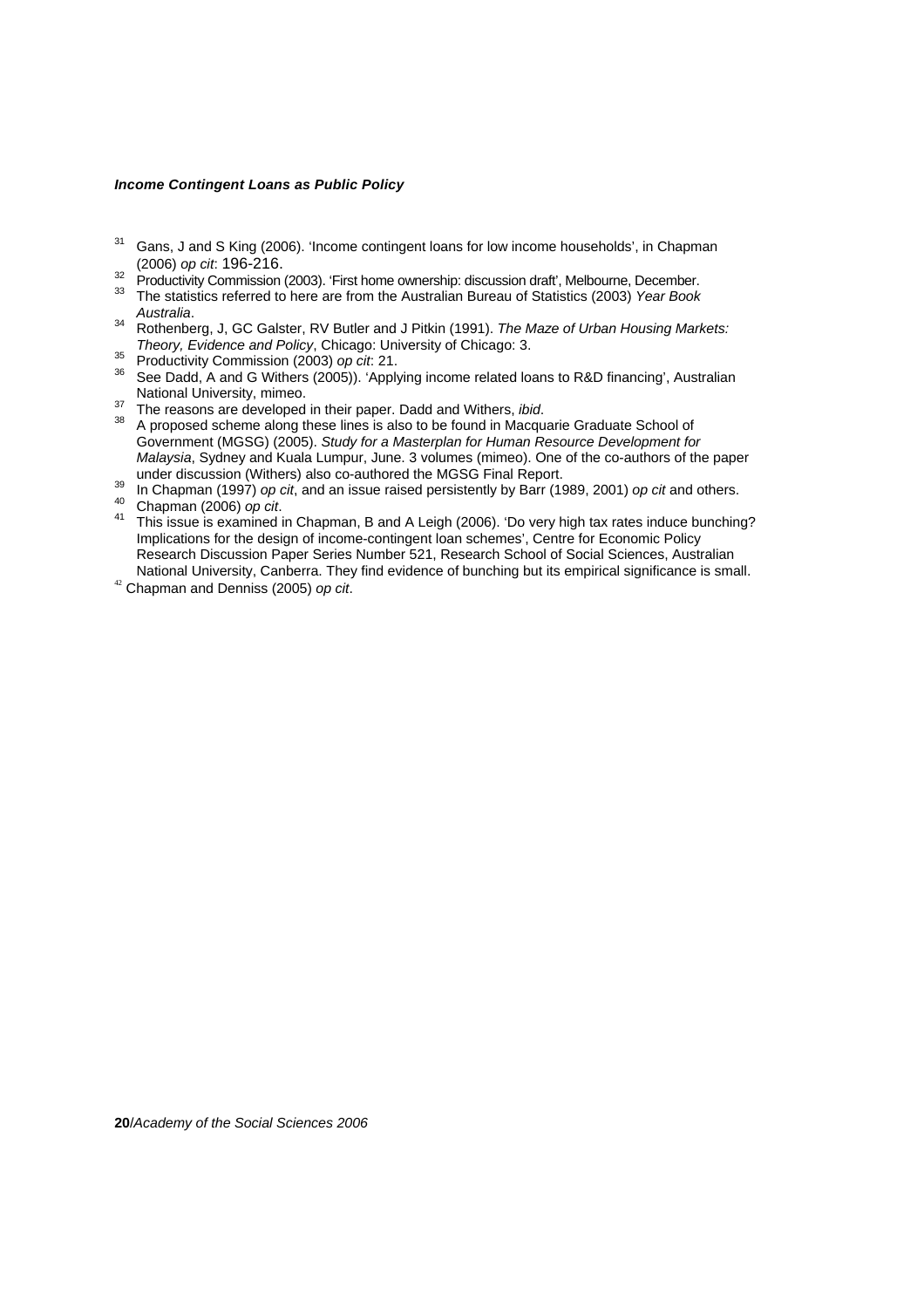[31] Gans, J and S King (2006). 'Income contingent loans for low income households', in Chapman (2006) *op cit*: 196-216.

[32] Productivity Commission (2003). 'First home ownership: discussion draft', Melbourne, December.

[33] The statistics referred to here are from the Australian Bureau of Statistics (2003) *Year Book Australia*.

[34] Rothenberg, J, GC Galster, RV Butler and J Pitkin (1991). *The Maze of Urban Housing Markets: Theory, Evidence and Policy*, Chicago: University of Chicago: 3.

[35] Productivity Commission (2003) *op cit*: 21.

[36] See Dadd, A and G Withers (2005)). 'Applying income related loans to R&D financing', Australian National University, mimeo.

[37] The reasons are developed in their paper. Dadd and Withers, *ibid*.

[38] A proposed scheme along these lines is also to be found in Macquarie Graduate School of Government (MGSG) (2005). *Study for a Masterplan for Human Resource Development for Malaysia*, Sydney and Kuala Lumpur, June. 3 volumes (mimeo). One of the co-authors of the paper under discussion (Withers) also co-authored the MGSG Final Report.

[39] In Chapman (1997) *op cit*, and an issue raised persistently by Barr (1989, 2001) *op cit* and others.

[40] Chapman (2006) *op cit*.

[41] This issue is examined in Chapman, B and A Leigh (2006). 'Do very high tax rates induce bunching? Implications for the design of income-contingent loan schemes', Centre for Economic Policy Research Discussion Paper Series Number 521, Research School of Social Sciences, Australian National University, Canberra. They find evidence of bunching but its empirical significance is small.

[42] Chapman and Denniss (2005) *op cit*.